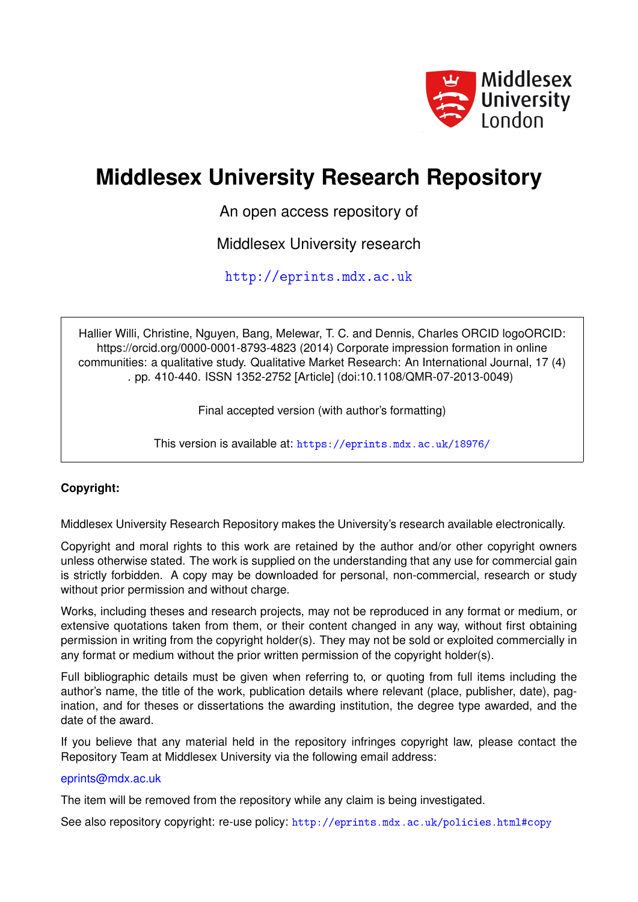Middlesex University London

# Middlesex University Research Repository

An open access repository of

Middlesex University research

http://eprints.mdx.ac.uk

Hallier Willi, Christine, Nguyen, Bang, Melewar, T. C. and Dennis, Charles ORCID logoORCID: https://orcid.org/0000-0001-8793-4823 (2014) Corporate impression formation in online communities: a qualitative study. Qualitative Market Research: An International Journal, 17 (4) . pp. 410-440. ISSN 1352-2752 [Article] (doi:10.1108/QMR-07-2013-0049)

Final accepted version (with author's formatting)

This version is available at: https://eprints.mdx.ac.uk/18976/

**Copyright:**

Middlesex University Research Repository makes the University's research available electronically.

Copyright and moral rights to this work are retained by the author and/or other copyright owners unless otherwise stated. The work is supplied on the understanding that any use for commercial gain is strictly forbidden. A copy may be downloaded for personal, non-commercial, research or study without prior permission and without charge.

Works, including theses and research projects, may not be reproduced in any format or medium, or extensive quotations taken from them, or their content changed in any way, without first obtaining permission in writing from the copyright holder(s). They may not be sold or exploited commercially in any format or medium without the prior written permission of the copyright holder(s).

Full bibliographic details must be given when referring to, or quoting from full items including the author's name, the title of the work, publication details where relevant (place, publisher, date), pagination, and for theses or dissertations the awarding institution, the degree type awarded, and the date of the award.

If you believe that any material held in the repository infringes copyright law, please contact the Repository Team at Middlesex University via the following email address:

eprints@mdx.ac.uk

The item will be removed from the repository while any claim is being investigated.

See also repository copyright: re-use policy: http://eprints.mdx.ac.uk/policies.html#copy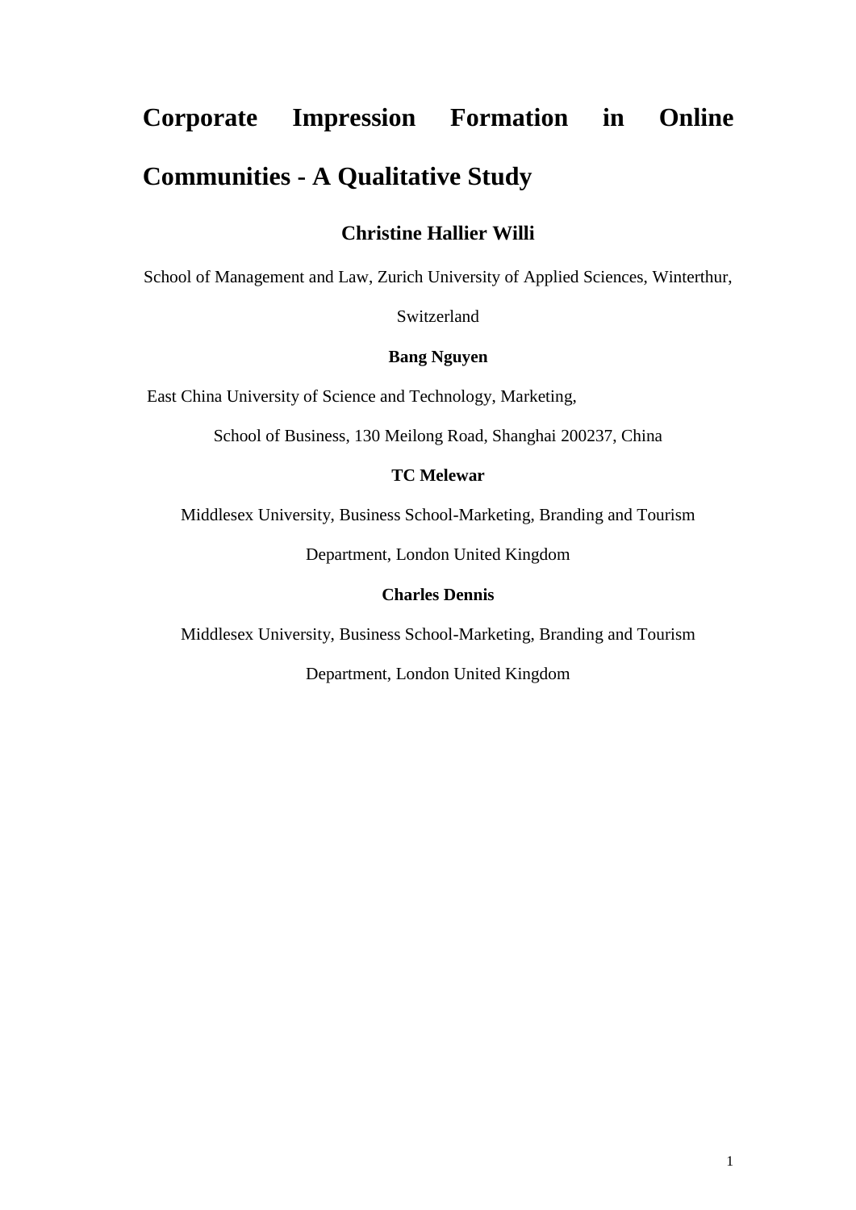# Corporate Impression Formation in Online Communities - A Qualitative Study

**Christine Hallier Willi**

School of Management and Law, Zurich University of Applied Sciences, Winterthur, Switzerland

**Bang Nguyen**

East China University of Science and Technology, Marketing,

School of Business, 130 Meilong Road, Shanghai 200237, China

**TC Melewar**

Middlesex University, Business School-Marketing, Branding and Tourism Department, London United Kingdom

**Charles Dennis**

Middlesex University, Business School-Marketing, Branding and Tourism Department, London United Kingdom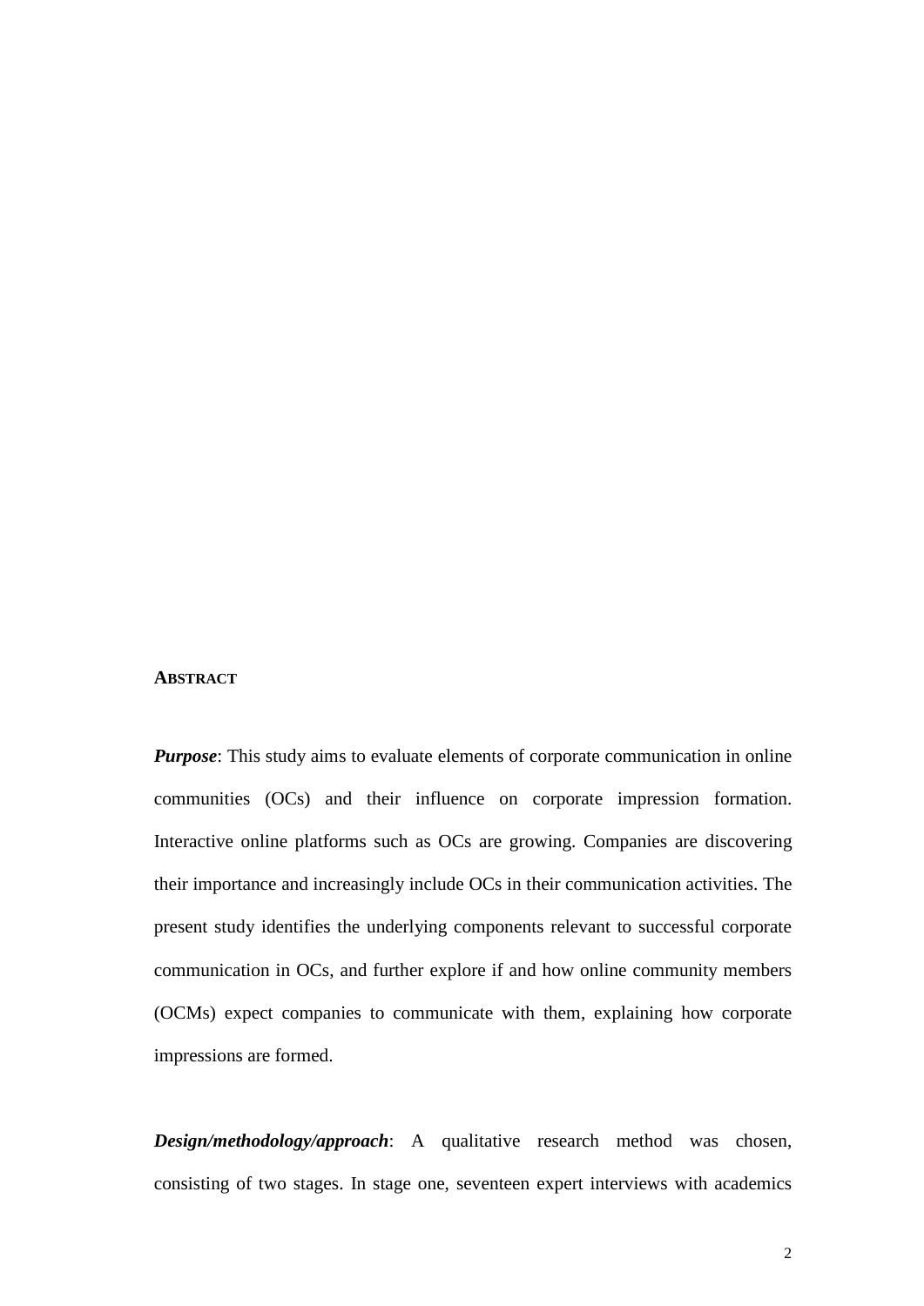## ABSTRACT

***Purpose***: This study aims to evaluate elements of corporate communication in online communities (OCs) and their influence on corporate impression formation. Interactive online platforms such as OCs are growing. Companies are discovering their importance and increasingly include OCs in their communication activities. The present study identifies the underlying components relevant to successful corporate communication in OCs, and further explore if and how online community members (OCMs) expect companies to communicate with them, explaining how corporate impressions are formed.

***Design/methodology/approach***: A qualitative research method was chosen, consisting of two stages. In stage one, seventeen expert interviews with academics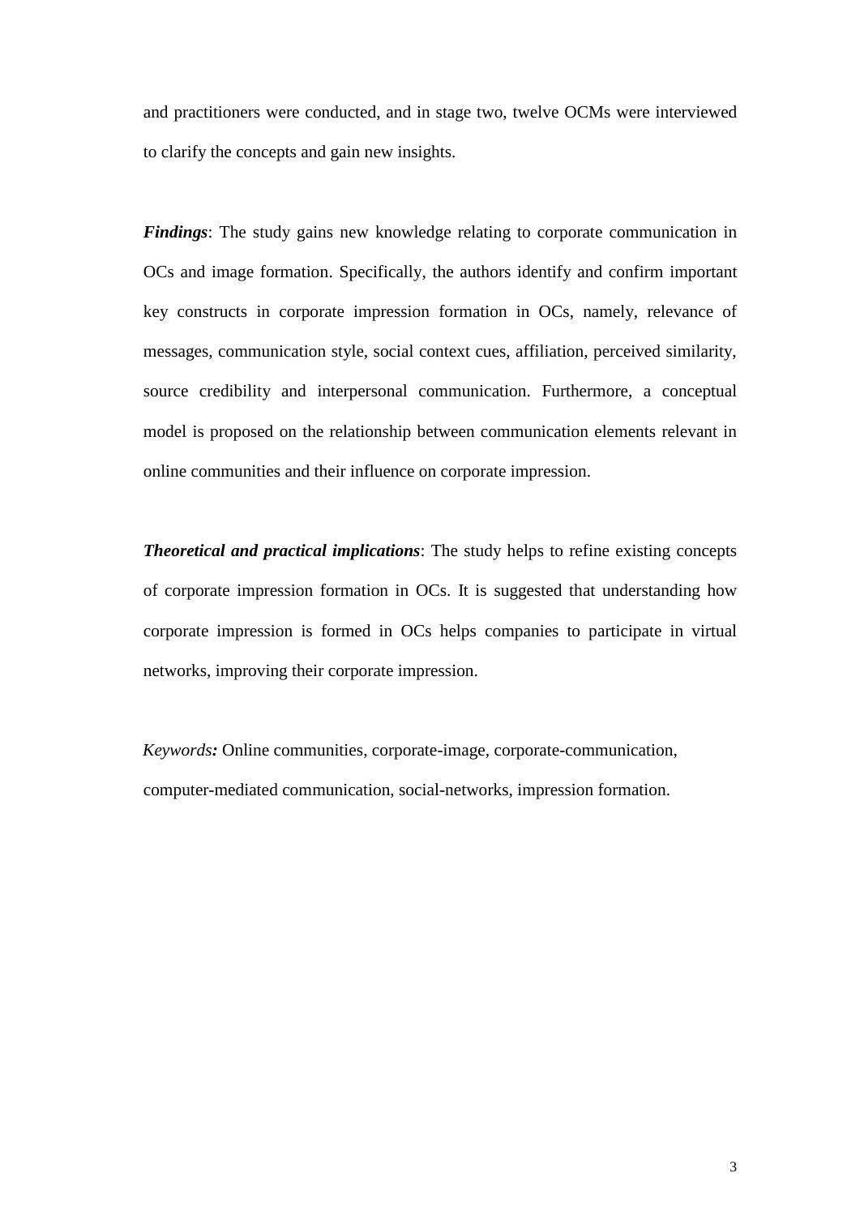and practitioners were conducted, and in stage two, twelve OCMs were interviewed to clarify the concepts and gain new insights.

***Findings***: The study gains new knowledge relating to corporate communication in OCs and image formation. Specifically, the authors identify and confirm important key constructs in corporate impression formation in OCs, namely, relevance of messages, communication style, social context cues, affiliation, perceived similarity, source credibility and interpersonal communication. Furthermore, a conceptual model is proposed on the relationship between communication elements relevant in online communities and their influence on corporate impression.

***Theoretical and practical implications***: The study helps to refine existing concepts of corporate impression formation in OCs. It is suggested that understanding how corporate impression is formed in OCs helps companies to participate in virtual networks, improving their corporate impression.

*Keywords**:*** Online communities, corporate-image, corporate-communication, computer-mediated communication, social-networks, impression formation.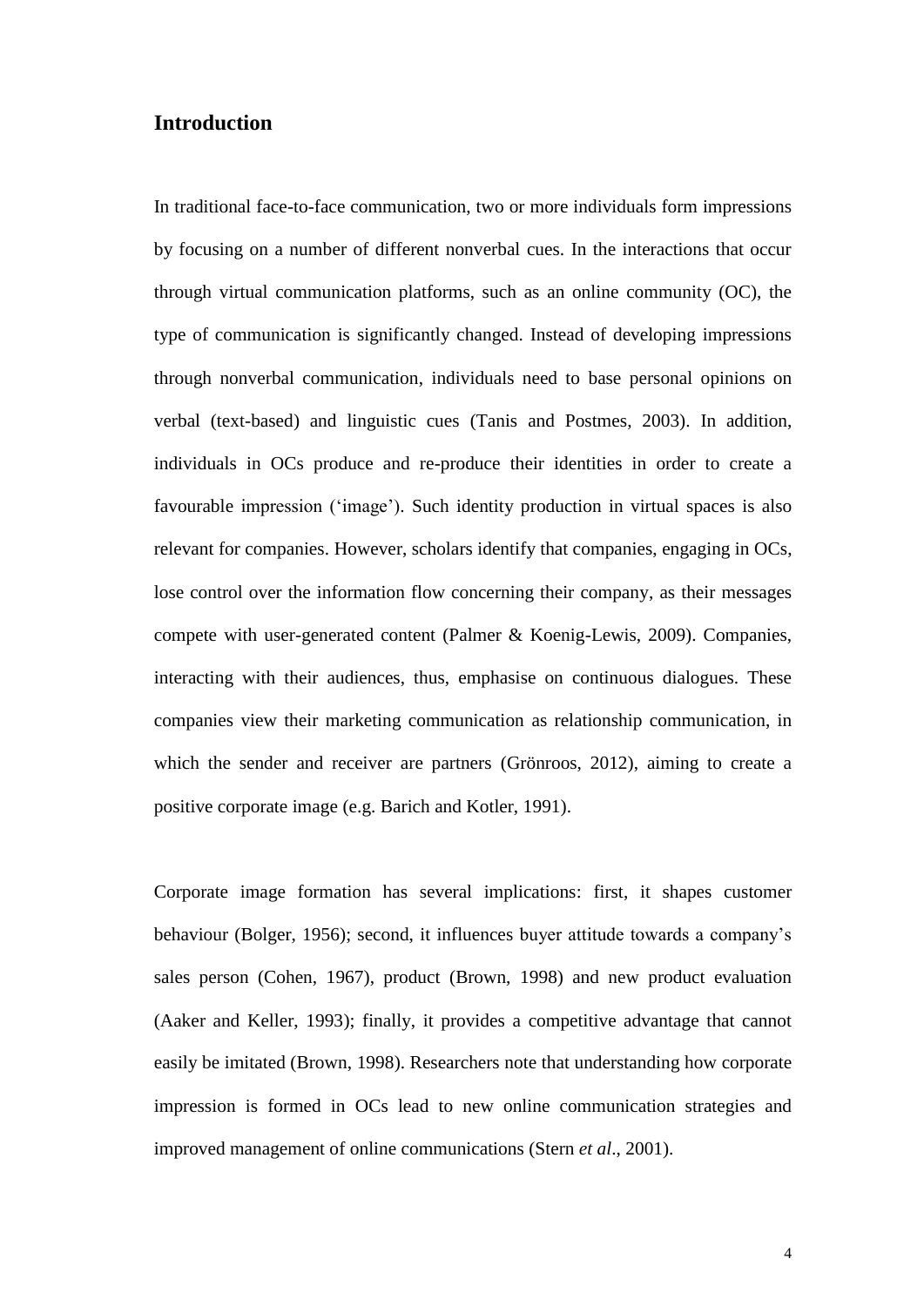## Introduction

In traditional face-to-face communication, two or more individuals form impressions by focusing on a number of different nonverbal cues. In the interactions that occur through virtual communication platforms, such as an online community (OC), the type of communication is significantly changed. Instead of developing impressions through nonverbal communication, individuals need to base personal opinions on verbal (text-based) and linguistic cues (Tanis and Postmes, 2003). In addition, individuals in OCs produce and re-produce their identities in order to create a favourable impression ('image'). Such identity production in virtual spaces is also relevant for companies. However, scholars identify that companies, engaging in OCs, lose control over the information flow concerning their company, as their messages compete with user-generated content (Palmer & Koenig-Lewis, 2009). Companies, interacting with their audiences, thus, emphasise on continuous dialogues. These companies view their marketing communication as relationship communication, in which the sender and receiver are partners (Grönroos, 2012), aiming to create a positive corporate image (e.g. Barich and Kotler, 1991).

Corporate image formation has several implications: first, it shapes customer behaviour (Bolger, 1956); second, it influences buyer attitude towards a company's sales person (Cohen, 1967), product (Brown, 1998) and new product evaluation (Aaker and Keller, 1993); finally, it provides a competitive advantage that cannot easily be imitated (Brown, 1998). Researchers note that understanding how corporate impression is formed in OCs lead to new online communication strategies and improved management of online communications (Stern *et al*., 2001).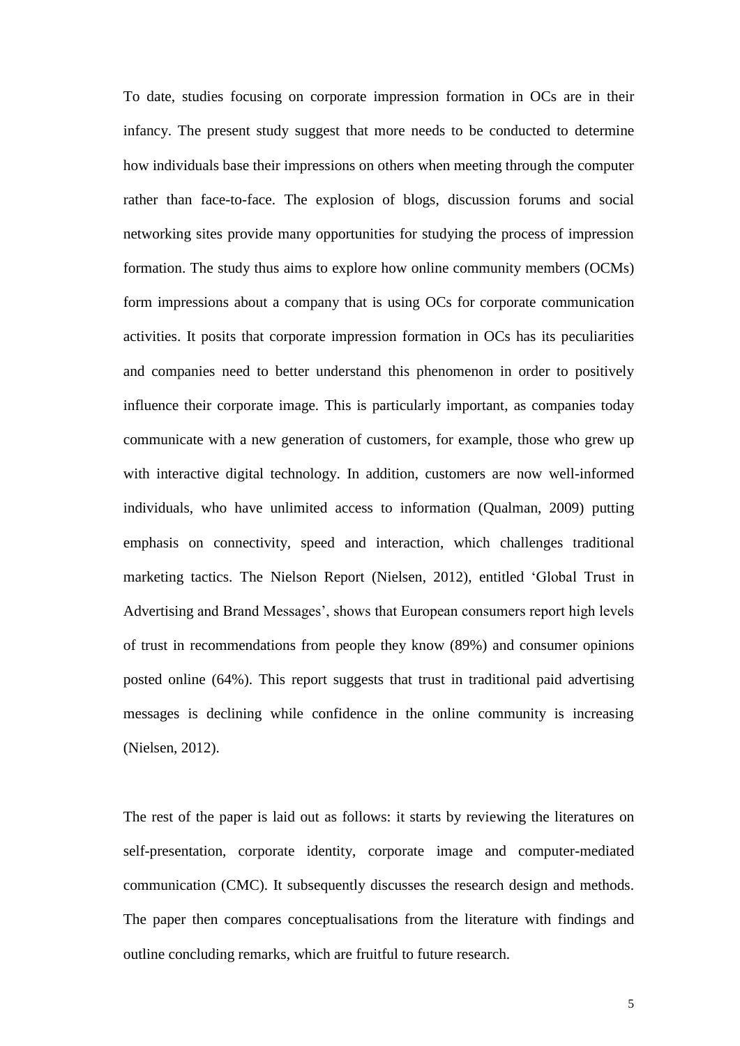To date, studies focusing on corporate impression formation in OCs are in their infancy. The present study suggest that more needs to be conducted to determine how individuals base their impressions on others when meeting through the computer rather than face-to-face. The explosion of blogs, discussion forums and social networking sites provide many opportunities for studying the process of impression formation. The study thus aims to explore how online community members (OCMs) form impressions about a company that is using OCs for corporate communication activities. It posits that corporate impression formation in OCs has its peculiarities and companies need to better understand this phenomenon in order to positively influence their corporate image. This is particularly important, as companies today communicate with a new generation of customers, for example, those who grew up with interactive digital technology. In addition, customers are now well-informed individuals, who have unlimited access to information (Qualman, 2009) putting emphasis on connectivity, speed and interaction, which challenges traditional marketing tactics. The Nielson Report (Nielsen, 2012), entitled 'Global Trust in Advertising and Brand Messages', shows that European consumers report high levels of trust in recommendations from people they know (89%) and consumer opinions posted online (64%). This report suggests that trust in traditional paid advertising messages is declining while confidence in the online community is increasing (Nielsen, 2012).

The rest of the paper is laid out as follows: it starts by reviewing the literatures on self-presentation, corporate identity, corporate image and computer-mediated communication (CMC). It subsequently discusses the research design and methods. The paper then compares conceptualisations from the literature with findings and outline concluding remarks, which are fruitful to future research.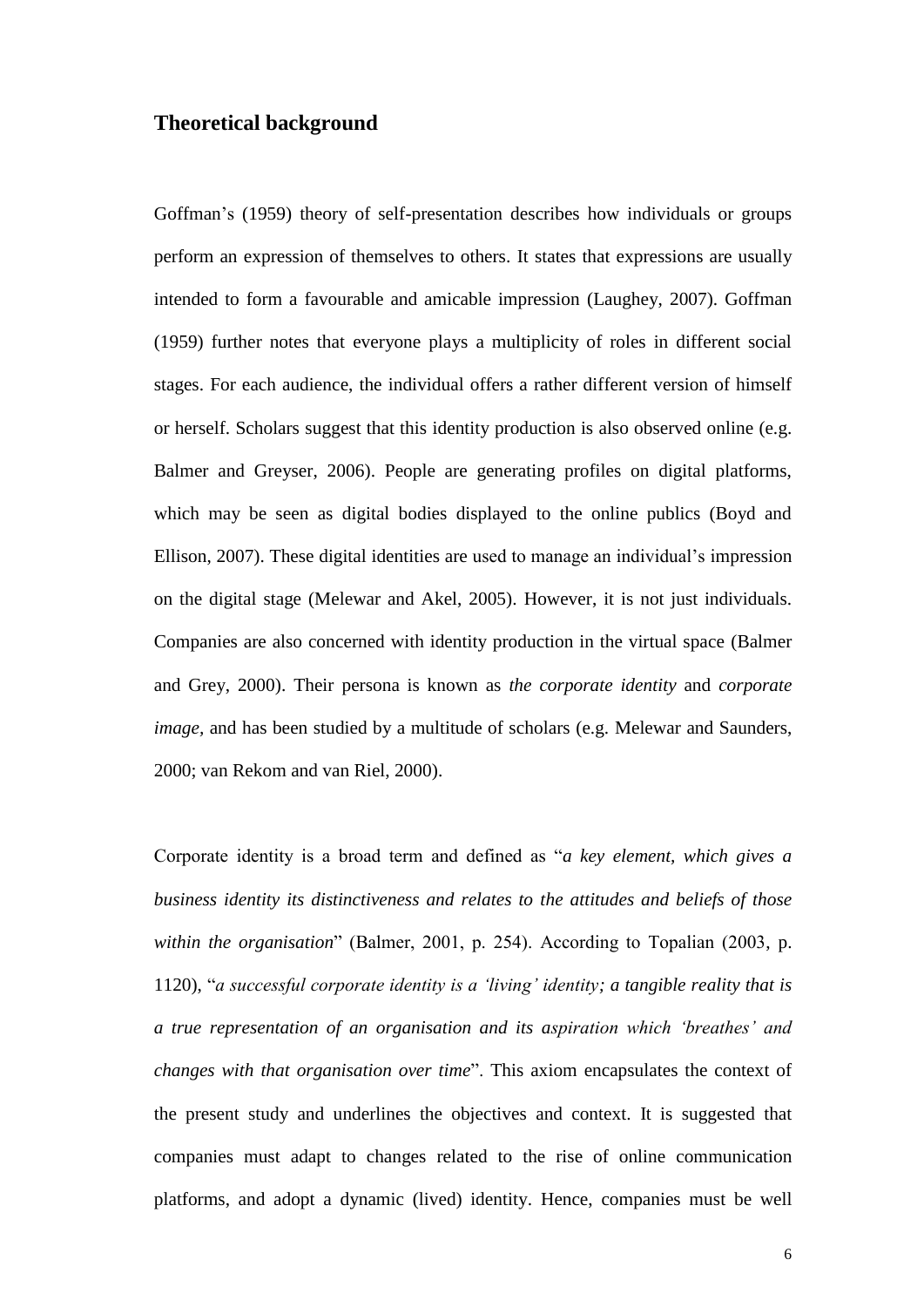## Theoretical background

Goffman's (1959) theory of self-presentation describes how individuals or groups perform an expression of themselves to others. It states that expressions are usually intended to form a favourable and amicable impression (Laughey, 2007). Goffman (1959) further notes that everyone plays a multiplicity of roles in different social stages. For each audience, the individual offers a rather different version of himself or herself. Scholars suggest that this identity production is also observed online (e.g. Balmer and Greyser, 2006). People are generating profiles on digital platforms, which may be seen as digital bodies displayed to the online publics (Boyd and Ellison, 2007). These digital identities are used to manage an individual's impression on the digital stage (Melewar and Akel, 2005). However, it is not just individuals. Companies are also concerned with identity production in the virtual space (Balmer and Grey, 2000). Their persona is known as *the corporate identity* and *corporate image*, and has been studied by a multitude of scholars (e.g. Melewar and Saunders, 2000; van Rekom and van Riel, 2000).

Corporate identity is a broad term and defined as "*a key element, which gives a business identity its distinctiveness and relates to the attitudes and beliefs of those within the organisation*" (Balmer, 2001, p. 254). According to Topalian (2003, p. 1120), "*a successful corporate identity is a 'living' identity; a tangible reality that is a true representation of an organisation and its aspiration which 'breathes' and changes with that organisation over time*". This axiom encapsulates the context of the present study and underlines the objectives and context. It is suggested that companies must adapt to changes related to the rise of online communication platforms, and adopt a dynamic (lived) identity. Hence, companies must be well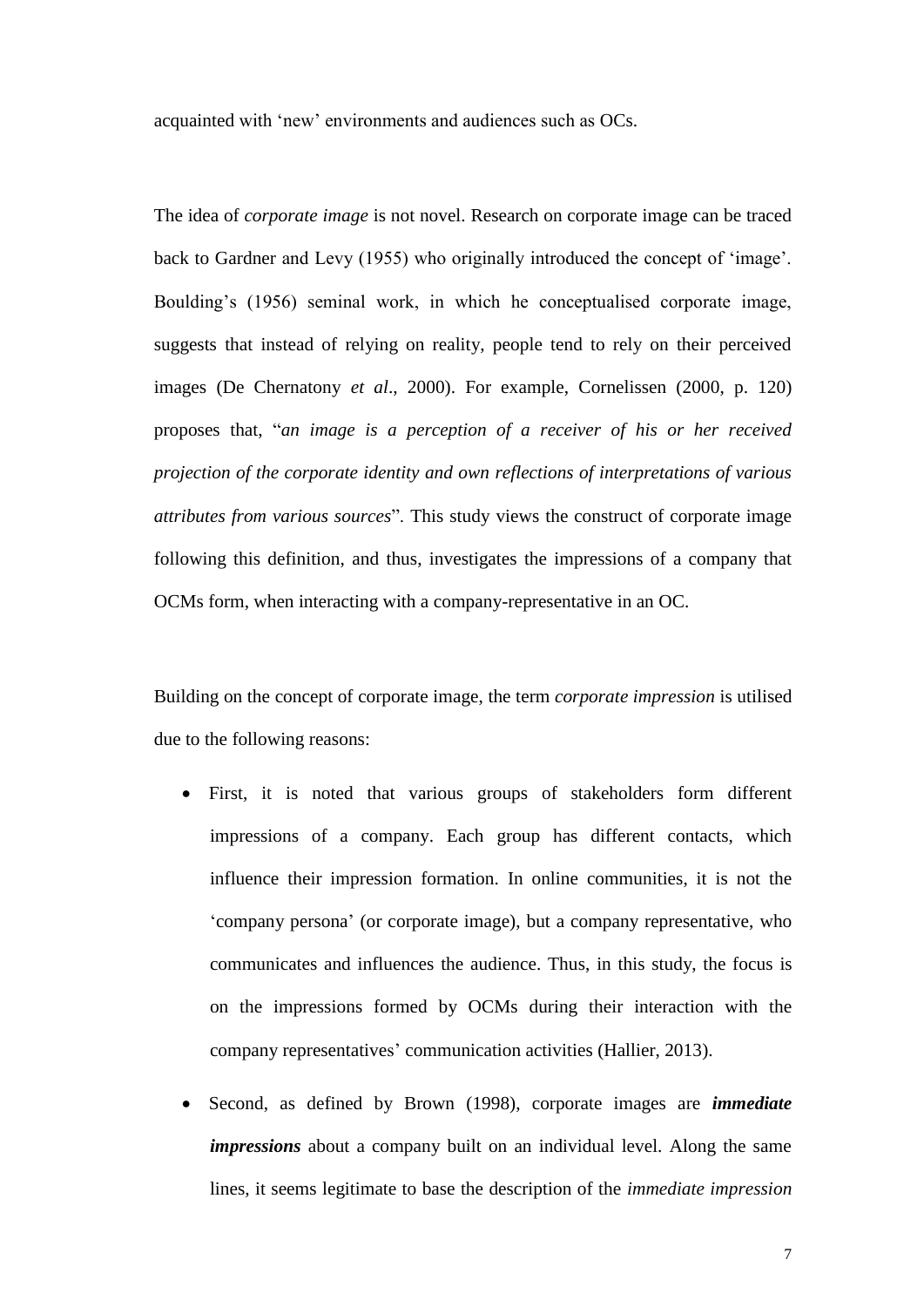acquainted with 'new' environments and audiences such as OCs.

The idea of *corporate image* is not novel. Research on corporate image can be traced back to Gardner and Levy (1955) who originally introduced the concept of 'image'. Boulding's (1956) seminal work, in which he conceptualised corporate image, suggests that instead of relying on reality, people tend to rely on their perceived images (De Chernatony *et al*., 2000). For example, Cornelissen (2000, p. 120) proposes that, "*an image is a perception of a receiver of his or her received projection of the corporate identity and own reflections of interpretations of various attributes from various sources*". This study views the construct of corporate image following this definition, and thus, investigates the impressions of a company that OCMs form, when interacting with a company-representative in an OC.

Building on the concept of corporate image, the term *corporate impression* is utilised due to the following reasons:

- First, it is noted that various groups of stakeholders form different impressions of a company. Each group has different contacts, which influence their impression formation. In online communities, it is not the 'company persona' (or corporate image), but a company representative, who communicates and influences the audience. Thus, in this study, the focus is on the impressions formed by OCMs during their interaction with the company representatives' communication activities (Hallier, 2013).
- Second, as defined by Brown (1998), corporate images are ***immediate impressions*** about a company built on an individual level. Along the same lines, it seems legitimate to base the description of the *immediate impression*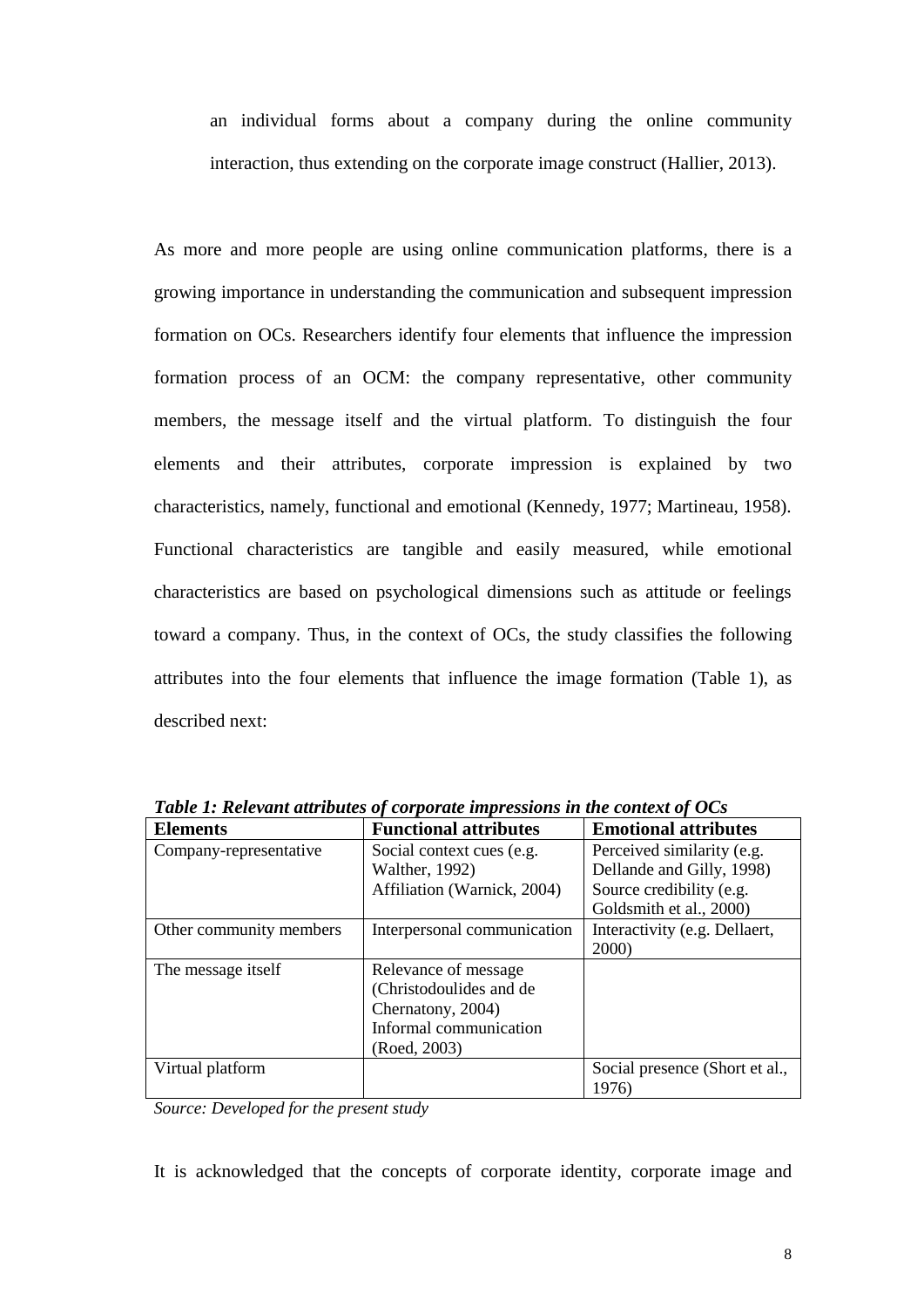an individual forms about a company during the online community interaction, thus extending on the corporate image construct (Hallier, 2013).

As more and more people are using online communication platforms, there is a growing importance in understanding the communication and subsequent impression formation on OCs. Researchers identify four elements that influence the impression formation process of an OCM: the company representative, other community members, the message itself and the virtual platform. To distinguish the four elements and their attributes, corporate impression is explained by two characteristics, namely, functional and emotional (Kennedy, 1977; Martineau, 1958). Functional characteristics are tangible and easily measured, while emotional characteristics are based on psychological dimensions such as attitude or feelings toward a company. Thus, in the context of OCs, the study classifies the following attributes into the four elements that influence the image formation (Table 1), as described next:

***Table 1: Relevant attributes of corporate impressions in the context of OCs***

| **Elements** | **Functional attributes** | **Emotional attributes** |
|---|---|---|
| Company-representative | Social context cues (e.g. Walther, 1992)<br>Affiliation (Warnick, 2004) | Perceived similarity (e.g. Dellande and Gilly, 1998)<br>Source credibility (e.g. Goldsmith et al., 2000) |
| Other community members | Interpersonal communication | Interactivity (e.g. Dellaert, 2000) |
| The message itself | Relevance of message (Christodoulides and de Chernatony, 2004)<br>Informal communication (Roed, 2003) | |
| Virtual platform | | Social presence (Short et al., 1976) |

*Source: Developed for the present study*

It is acknowledged that the concepts of corporate identity, corporate image and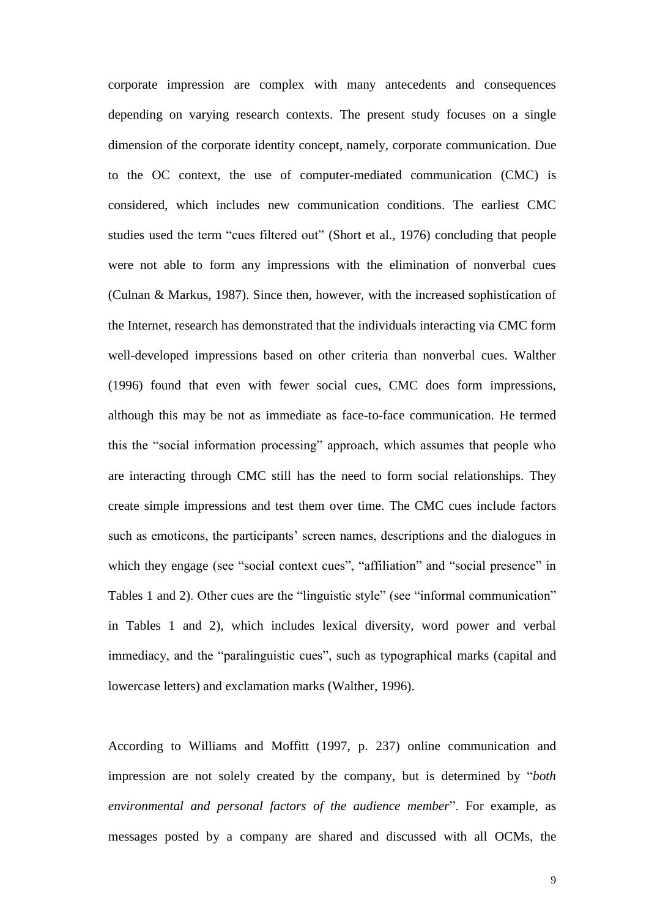corporate impression are complex with many antecedents and consequences depending on varying research contexts. The present study focuses on a single dimension of the corporate identity concept, namely, corporate communication. Due to the OC context, the use of computer-mediated communication (CMC) is considered, which includes new communication conditions. The earliest CMC studies used the term "cues filtered out" (Short et al., 1976) concluding that people were not able to form any impressions with the elimination of nonverbal cues (Culnan & Markus, 1987). Since then, however, with the increased sophistication of the Internet, research has demonstrated that the individuals interacting via CMC form well-developed impressions based on other criteria than nonverbal cues. Walther (1996) found that even with fewer social cues, CMC does form impressions, although this may be not as immediate as face-to-face communication. He termed this the "social information processing" approach, which assumes that people who are interacting through CMC still has the need to form social relationships. They create simple impressions and test them over time. The CMC cues include factors such as emoticons, the participants' screen names, descriptions and the dialogues in which they engage (see "social context cues", "affiliation" and "social presence" in Tables 1 and 2). Other cues are the "linguistic style" (see "informal communication" in Tables 1 and 2), which includes lexical diversity, word power and verbal immediacy, and the "paralinguistic cues", such as typographical marks (capital and lowercase letters) and exclamation marks (Walther, 1996).

According to Williams and Moffitt (1997, p. 237) online communication and impression are not solely created by the company, but is determined by "*both environmental and personal factors of the audience member*". For example, as messages posted by a company are shared and discussed with all OCMs, the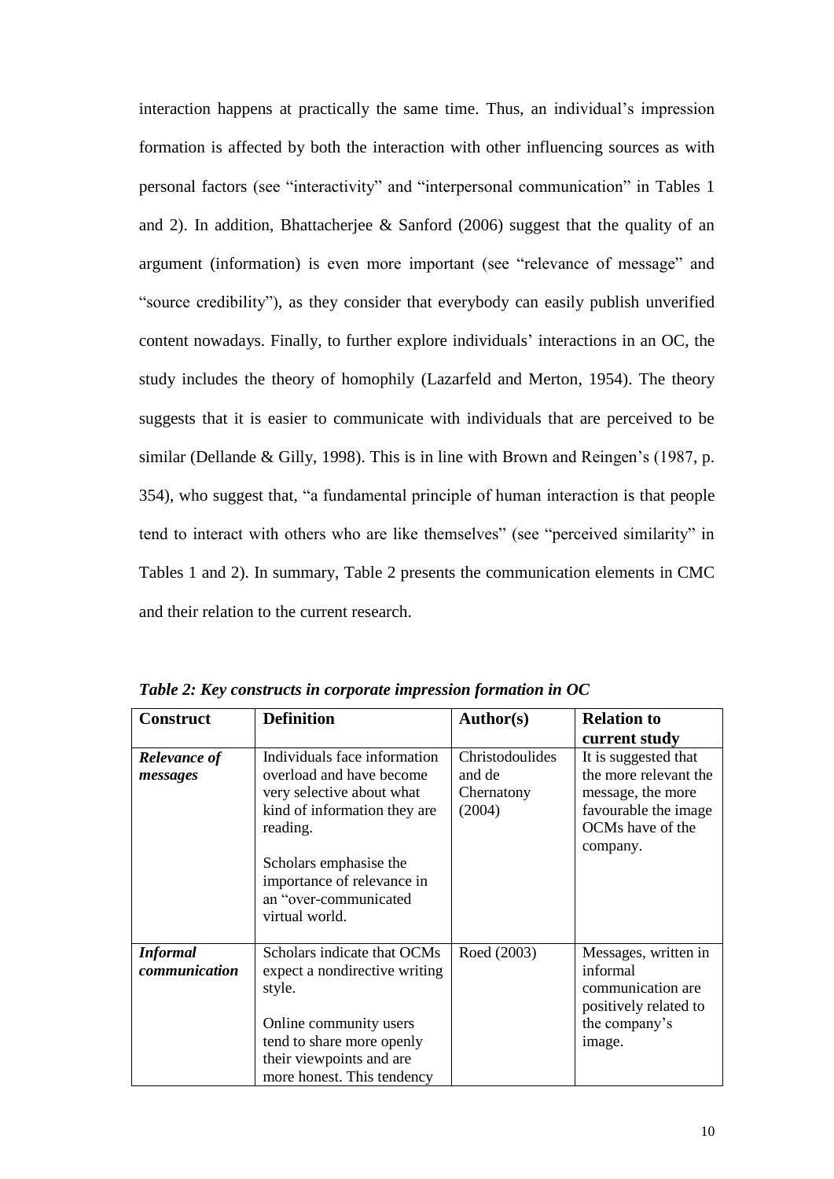interaction happens at practically the same time. Thus, an individual's impression formation is affected by both the interaction with other influencing sources as with personal factors (see "interactivity" and "interpersonal communication" in Tables 1 and 2). In addition, Bhattacherjee & Sanford (2006) suggest that the quality of an argument (information) is even more important (see "relevance of message" and "source credibility"), as they consider that everybody can easily publish unverified content nowadays. Finally, to further explore individuals' interactions in an OC, the study includes the theory of homophily (Lazarfeld and Merton, 1954). The theory suggests that it is easier to communicate with individuals that are perceived to be similar (Dellande & Gilly, 1998). This is in line with Brown and Reingen's (1987, p. 354), who suggest that, "a fundamental principle of human interaction is that people tend to interact with others who are like themselves" (see "perceived similarity" in Tables 1 and 2). In summary, Table 2 presents the communication elements in CMC and their relation to the current research.

***Table 2: Key constructs in corporate impression formation in OC***

| **Construct** | **Definition** | **Author(s)** | **Relation to current study** |
|---|---|---|---|
| ***Relevance of messages*** | Individuals face information overload and have become very selective about what kind of information they are reading.<br><br>Scholars emphasise the importance of relevance in an "over-communicated virtual world. | Christodoulides and de Chernatony (2004) | It is suggested that the more relevant the message, the more favourable the image OCMs have of the company. |
| ***Informal communication*** | Scholars indicate that OCMs expect a nondirective writing style.<br><br>Online community users tend to share more openly their viewpoints and are more honest. This tendency | Roed (2003) | Messages, written in informal communication are positively related to the company's image. |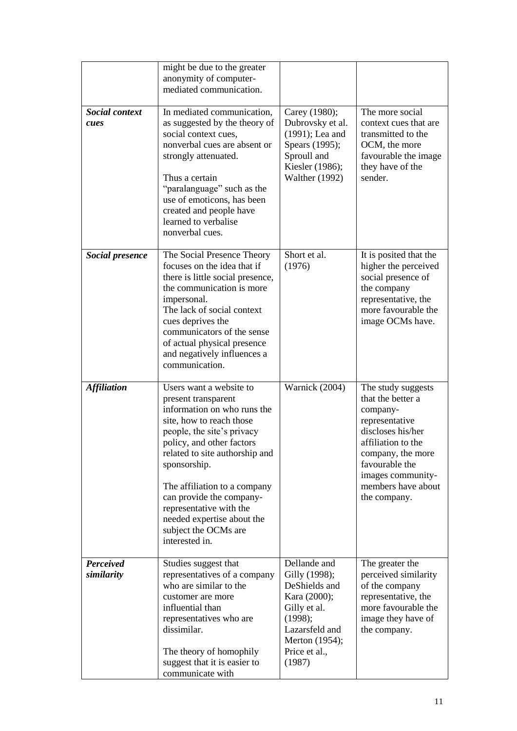| | | | |
|---|---|---|---|
| | might be due to the greater anonymity of computer-mediated communication. | | |
| ***Social context cues*** | In mediated communication, as suggested by the theory of social context cues, nonverbal cues are absent or strongly attenuated.<br><br>Thus a certain "paralanguage" such as the use of emoticons, has been created and people have learned to verbalise nonverbal cues. | Carey (1980); Dubrovsky et al. (1991); Lea and Spears (1995); Sproull and Kiesler (1986); Walther (1992) | The more social context cues that are transmitted to the OCM, the more favourable the image they have of the sender. |
| ***Social presence*** | The Social Presence Theory focuses on the idea that if there is little social presence, the communication is more impersonal.<br>The lack of social context cues deprives the communicators of the sense of actual physical presence and negatively influences a communication. | Short et al. (1976) | It is posited that the higher the perceived social presence of the company representative, the more favourable the image OCMs have. |
| ***Affiliation*** | Users want a website to present transparent information on who runs the site, how to reach those people, the site's privacy policy, and other factors related to site authorship and sponsorship.<br><br>The affiliation to a company can provide the company-representative with the needed expertise about the subject the OCMs are interested in. | Warnick (2004) | The study suggests that the better a company-representative discloses his/her affiliation to the company, the more favourable the images community-members have about the company. |
| ***Perceived similarity*** | Studies suggest that representatives of a company who are similar to the customer are more influential than representatives who are dissimilar.<br><br>The theory of homophily suggest that it is easier to communicate with | Dellande and Gilly (1998); DeShields and Kara (2000); Gilly et al. (1998); Lazarsfeld and Merton (1954); Price et al., (1987) | The greater the perceived similarity of the company representative, the more favourable the image they have of the company. |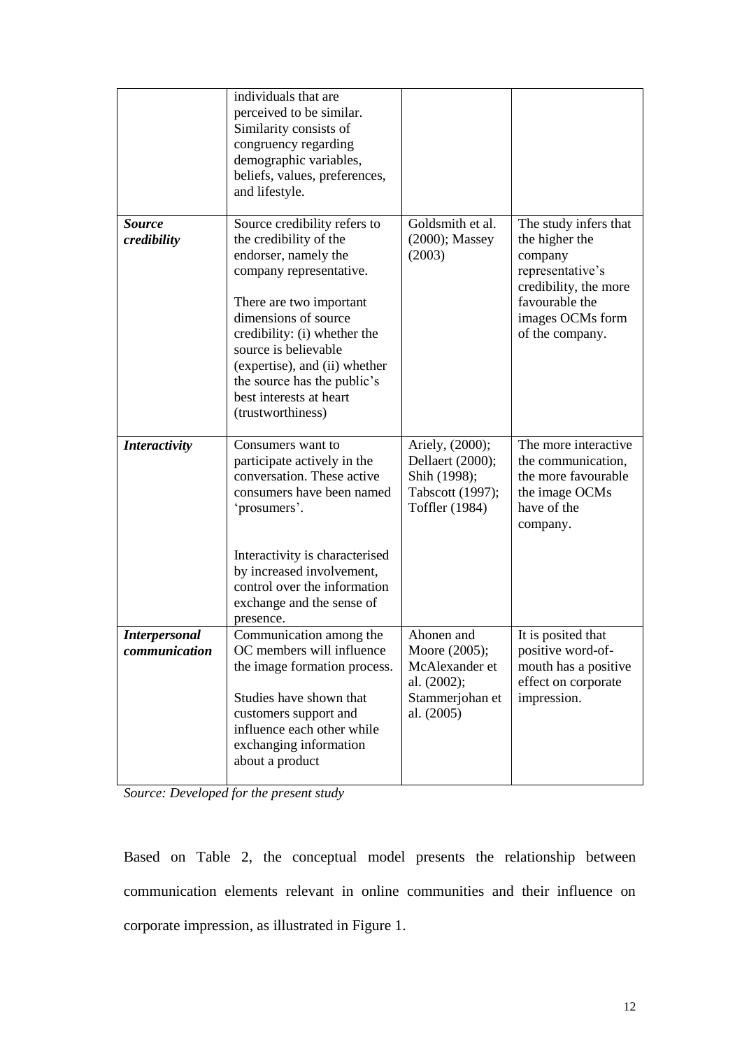| | | | |
|---|---|---|---|
| | individuals that are perceived to be similar. Similarity consists of congruency regarding demographic variables, beliefs, values, preferences, and lifestyle. | | |
| ***Source credibility*** | Source credibility refers to the credibility of the endorser, namely the company representative.<br><br>There are two important dimensions of source credibility: (i) whether the source is believable (expertise), and (ii) whether the source has the public's best interests at heart (trustworthiness) | Goldsmith et al. (2000); Massey (2003) | The study infers that the higher the company representative's credibility, the more favourable the images OCMs form of the company. |
| ***Interactivity*** | Consumers want to participate actively in the conversation. These active consumers have been named 'prosumers'.<br><br>Interactivity is characterised by increased involvement, control over the information exchange and the sense of presence. | Ariely, (2000); Dellaert (2000); Shih (1998); Tabscott (1997); Toffler (1984) | The more interactive the communication, the more favourable the image OCMs have of the company. |
| ***Interpersonal communication*** | Communication among the OC members will influence the image formation process.<br><br>Studies have shown that customers support and influence each other while exchanging information about a product | Ahonen and Moore (2005); McAlexander et al. (2002); Stammerjohan et al. (2005) | It is posited that positive word-of-mouth has a positive effect on corporate impression. |

*Source: Developed for the present study*

Based on Table 2, the conceptual model presents the relationship between communication elements relevant in online communities and their influence on corporate impression, as illustrated in Figure 1.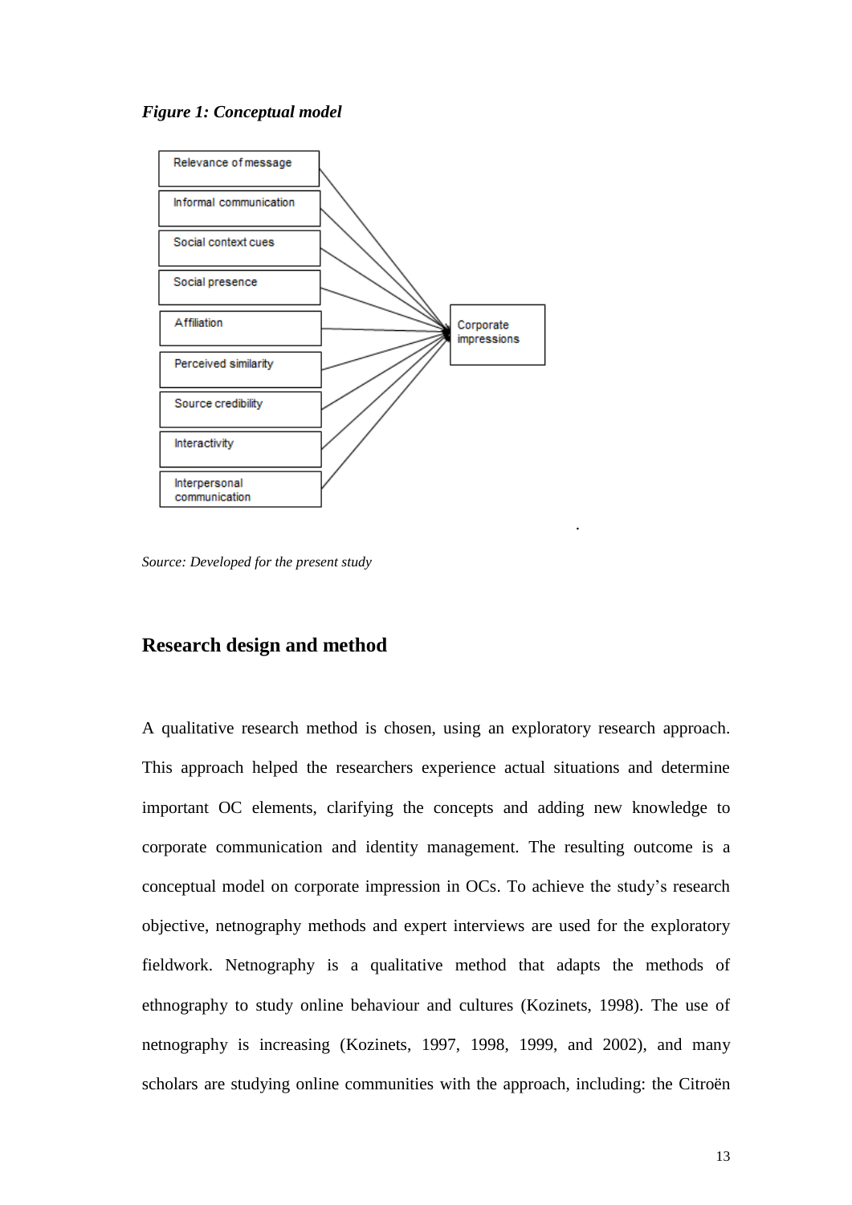***Figure 1: Conceptual model***

Relevance of message
Informal communication
Social context cues
Social presence
Affiliation
Perceived similarity
Source credibility
Interactivity
Interpersonal communication

Corporate impressions

*Source: Developed for the present study*

## Research design and method

A qualitative research method is chosen, using an exploratory research approach. This approach helped the researchers experience actual situations and determine important OC elements, clarifying the concepts and adding new knowledge to corporate communication and identity management. The resulting outcome is a conceptual model on corporate impression in OCs. To achieve the study's research objective, netnography methods and expert interviews are used for the exploratory fieldwork. Netnography is a qualitative method that adapts the methods of ethnography to study online behaviour and cultures (Kozinets, 1998). The use of netnography is increasing (Kozinets, 1997, 1998, 1999, and 2002), and many scholars are studying online communities with the approach, including: the Citroën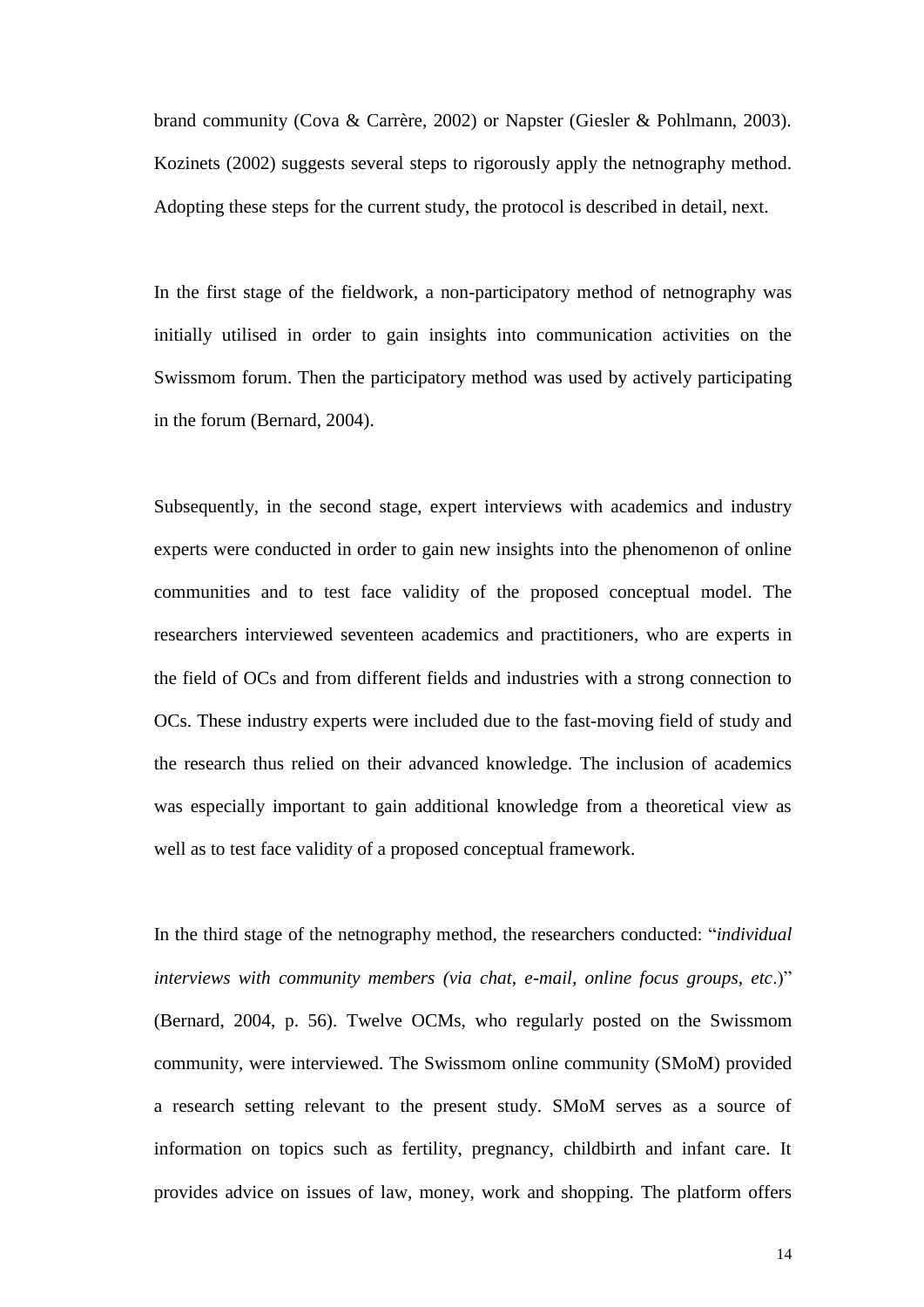brand community (Cova & Carrère, 2002) or Napster (Giesler & Pohlmann, 2003). Kozinets (2002) suggests several steps to rigorously apply the netnography method. Adopting these steps for the current study, the protocol is described in detail, next.

In the first stage of the fieldwork, a non-participatory method of netnography was initially utilised in order to gain insights into communication activities on the Swissmom forum. Then the participatory method was used by actively participating in the forum (Bernard, 2004).

Subsequently, in the second stage, expert interviews with academics and industry experts were conducted in order to gain new insights into the phenomenon of online communities and to test face validity of the proposed conceptual model. The researchers interviewed seventeen academics and practitioners, who are experts in the field of OCs and from different fields and industries with a strong connection to OCs. These industry experts were included due to the fast-moving field of study and the research thus relied on their advanced knowledge. The inclusion of academics was especially important to gain additional knowledge from a theoretical view as well as to test face validity of a proposed conceptual framework.

In the third stage of the netnography method, the researchers conducted: "*individual interviews with community members (via chat, e-mail, online focus groups, etc*.)" (Bernard, 2004, p. 56). Twelve OCMs, who regularly posted on the Swissmom community, were interviewed. The Swissmom online community (SMoM) provided a research setting relevant to the present study. SMoM serves as a source of information on topics such as fertility, pregnancy, childbirth and infant care. It provides advice on issues of law, money, work and shopping. The platform offers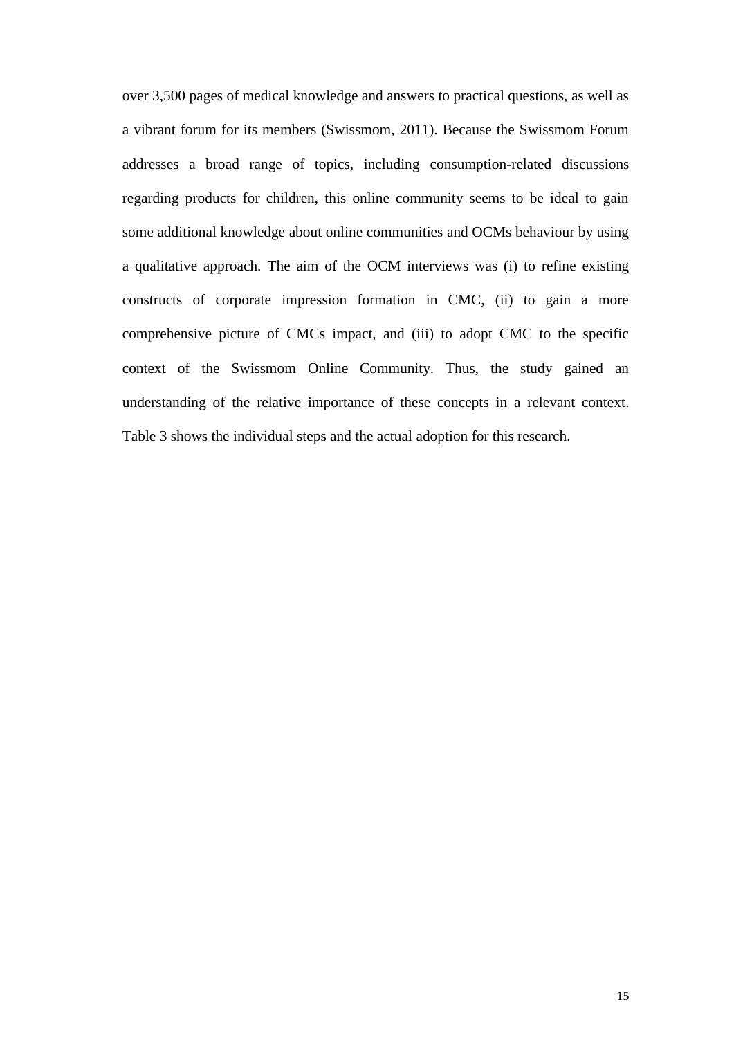over 3,500 pages of medical knowledge and answers to practical questions, as well as a vibrant forum for its members (Swissmom, 2011). Because the Swissmom Forum addresses a broad range of topics, including consumption-related discussions regarding products for children, this online community seems to be ideal to gain some additional knowledge about online communities and OCMs behaviour by using a qualitative approach. The aim of the OCM interviews was (i) to refine existing constructs of corporate impression formation in CMC, (ii) to gain a more comprehensive picture of CMCs impact, and (iii) to adopt CMC to the specific context of the Swissmom Online Community. Thus, the study gained an understanding of the relative importance of these concepts in a relevant context. Table 3 shows the individual steps and the actual adoption for this research.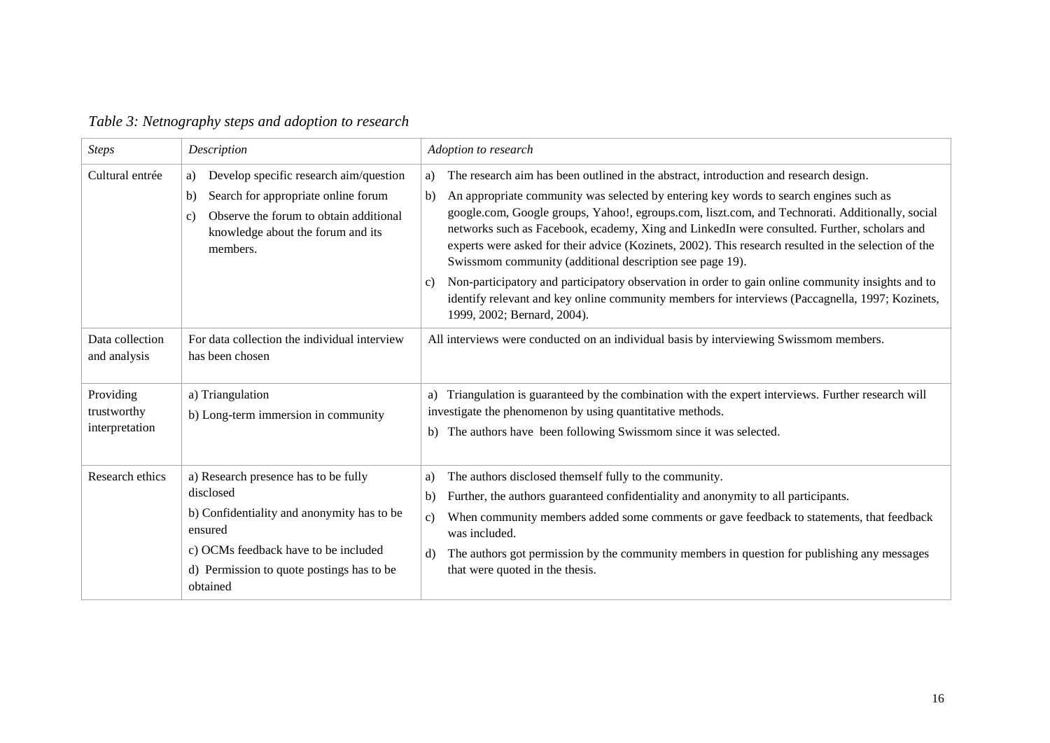*Table 3: Netnography steps and adoption to research*

| *Steps* | *Description* | *Adoption to research* |
|---|---|---|
| Cultural entrée | a) Develop specific research aim/question<br>b) Search for appropriate online forum<br>c) Observe the forum to obtain additional knowledge about the forum and its members. | a) The research aim has been outlined in the abstract, introduction and research design.<br>b) An appropriate community was selected by entering key words to search engines such as google.com, Google groups, Yahoo!, egroups.com, liszt.com, and Technorati. Additionally, social networks such as Facebook, ecademy, Xing and LinkedIn were consulted. Further, scholars and experts were asked for their advice (Kozinets, 2002). This research resulted in the selection of the Swissmom community (additional description see page 19).<br>c) Non-participatory and participatory observation in order to gain online community insights and to identify relevant and key online community members for interviews (Paccagnella, 1997; Kozinets, 1999, 2002; Bernard, 2004). |
| Data collection and analysis | For data collection the individual interview has been chosen | All interviews were conducted on an individual basis by interviewing Swissmom members. |
| Providing trustworthy interpretation | a) Triangulation<br>b) Long-term immersion in community | a) Triangulation is guaranteed by the combination with the expert interviews. Further research will investigate the phenomenon by using quantitative methods.<br>b) The authors have been following Swissmom since it was selected. |
| Research ethics | a) Research presence has to be fully disclosed<br>b) Confidentiality and anonymity has to be ensured<br>c) OCMs feedback have to be included<br>d) Permission to quote postings has to be obtained | a) The authors disclosed themself fully to the community.<br>b) Further, the authors guaranteed confidentiality and anonymity to all participants.<br>c) When community members added some comments or gave feedback to statements, that feedback was included.<br>d) The authors got permission by the community members in question for publishing any messages that were quoted in the thesis. |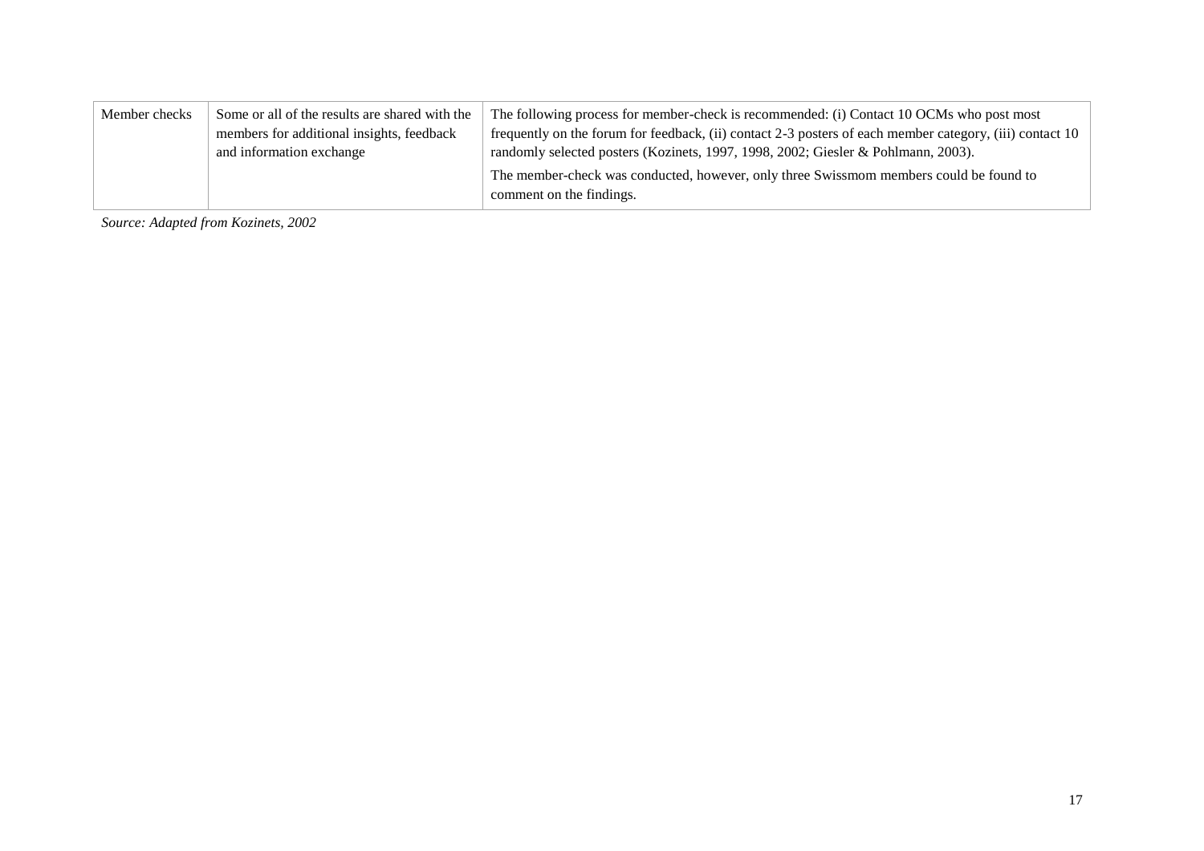| | | |
|---|---|---|
| Member checks | Some or all of the results are shared with the members for additional insights, feedback and information exchange | The following process for member-check is recommended: (i) Contact 10 OCMs who post most frequently on the forum for feedback, (ii) contact 2-3 posters of each member category, (iii) contact 10 randomly selected posters (Kozinets, 1997, 1998, 2002; Giesler & Pohlmann, 2003).<br>The member-check was conducted, however, only three Swissmom members could be found to comment on the findings. |

*Source: Adapted from Kozinets, 2002*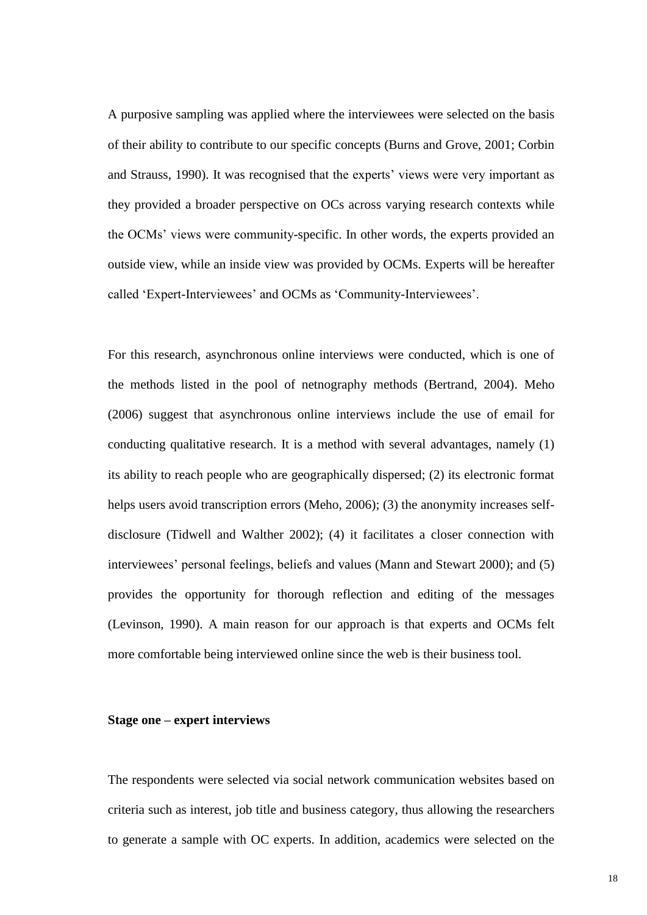A purposive sampling was applied where the interviewees were selected on the basis of their ability to contribute to our specific concepts (Burns and Grove, 2001; Corbin and Strauss, 1990). It was recognised that the experts' views were very important as they provided a broader perspective on OCs across varying research contexts while the OCMs' views were community-specific. In other words, the experts provided an outside view, while an inside view was provided by OCMs. Experts will be hereafter called 'Expert-Interviewees' and OCMs as 'Community-Interviewees'.

For this research, asynchronous online interviews were conducted, which is one of the methods listed in the pool of netnography methods (Bertrand, 2004). Meho (2006) suggest that asynchronous online interviews include the use of email for conducting qualitative research. It is a method with several advantages, namely (1) its ability to reach people who are geographically dispersed; (2) its electronic format helps users avoid transcription errors (Meho, 2006); (3) the anonymity increases self-disclosure (Tidwell and Walther 2002); (4) it facilitates a closer connection with interviewees' personal feelings, beliefs and values (Mann and Stewart 2000); and (5) provides the opportunity for thorough reflection and editing of the messages (Levinson, 1990). A main reason for our approach is that experts and OCMs felt more comfortable being interviewed online since the web is their business tool.

**Stage one – expert interviews**

The respondents were selected via social network communication websites based on criteria such as interest, job title and business category, thus allowing the researchers to generate a sample with OC experts. In addition, academics were selected on the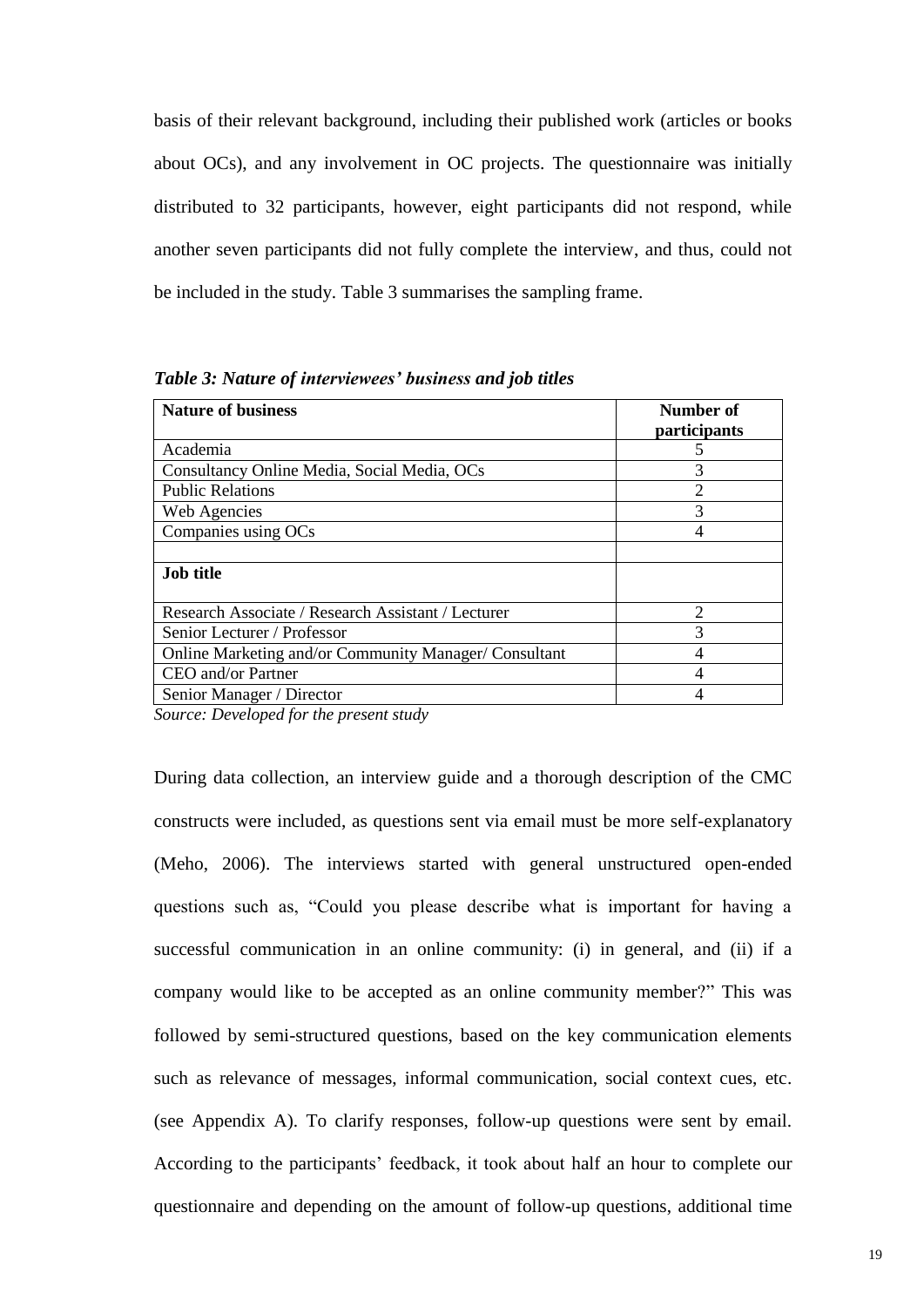basis of their relevant background, including their published work (articles or books about OCs), and any involvement in OC projects. The questionnaire was initially distributed to 32 participants, however, eight participants did not respond, while another seven participants did not fully complete the interview, and thus, could not be included in the study. Table 3 summarises the sampling frame.

***Table 3: Nature of interviewees' business and job titles***

| **Nature of business** | **Number of participants** |
|---|---|
| Academia | 5 |
| Consultancy Online Media, Social Media, OCs | 3 |
| Public Relations | 2 |
| Web Agencies | 3 |
| Companies using OCs | 4 |
| | |
| **Job title** | |
| Research Associate / Research Assistant / Lecturer | 2 |
| Senior Lecturer / Professor | 3 |
| Online Marketing and/or Community Manager/ Consultant | 4 |
| CEO and/or Partner | 4 |
| Senior Manager / Director | 4 |

*Source: Developed for the present study*

During data collection, an interview guide and a thorough description of the CMC constructs were included, as questions sent via email must be more self-explanatory (Meho, 2006). The interviews started with general unstructured open-ended questions such as, "Could you please describe what is important for having a successful communication in an online community: (i) in general, and (ii) if a company would like to be accepted as an online community member?" This was followed by semi-structured questions, based on the key communication elements such as relevance of messages, informal communication, social context cues, etc. (see Appendix A). To clarify responses, follow-up questions were sent by email. According to the participants' feedback, it took about half an hour to complete our questionnaire and depending on the amount of follow-up questions, additional time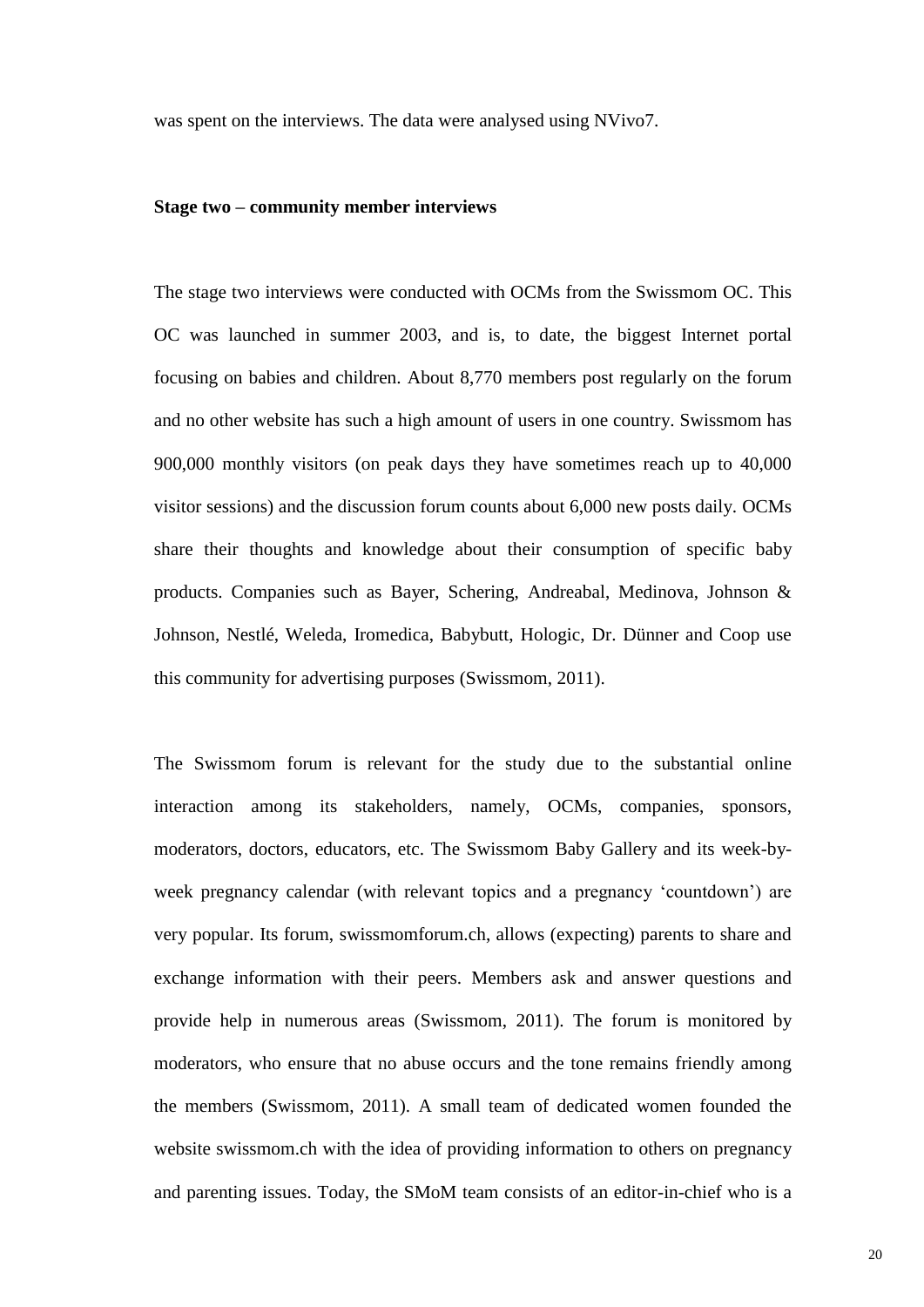was spent on the interviews. The data were analysed using NVivo7.

**Stage two – community member interviews**

The stage two interviews were conducted with OCMs from the Swissmom OC. This OC was launched in summer 2003, and is, to date, the biggest Internet portal focusing on babies and children. About 8,770 members post regularly on the forum and no other website has such a high amount of users in one country. Swissmom has 900,000 monthly visitors (on peak days they have sometimes reach up to 40,000 visitor sessions) and the discussion forum counts about 6,000 new posts daily. OCMs share their thoughts and knowledge about their consumption of specific baby products. Companies such as Bayer, Schering, Andreabal, Medinova, Johnson & Johnson, Nestlé, Weleda, Iromedica, Babybutt, Hologic, Dr. Dünner and Coop use this community for advertising purposes (Swissmom, 2011).

The Swissmom forum is relevant for the study due to the substantial online interaction among its stakeholders, namely, OCMs, companies, sponsors, moderators, doctors, educators, etc. The Swissmom Baby Gallery and its week-by-week pregnancy calendar (with relevant topics and a pregnancy 'countdown') are very popular. Its forum, swissmomforum.ch, allows (expecting) parents to share and exchange information with their peers. Members ask and answer questions and provide help in numerous areas (Swissmom, 2011). The forum is monitored by moderators, who ensure that no abuse occurs and the tone remains friendly among the members (Swissmom, 2011). A small team of dedicated women founded the website swissmom.ch with the idea of providing information to others on pregnancy and parenting issues. Today, the SMoM team consists of an editor-in-chief who is a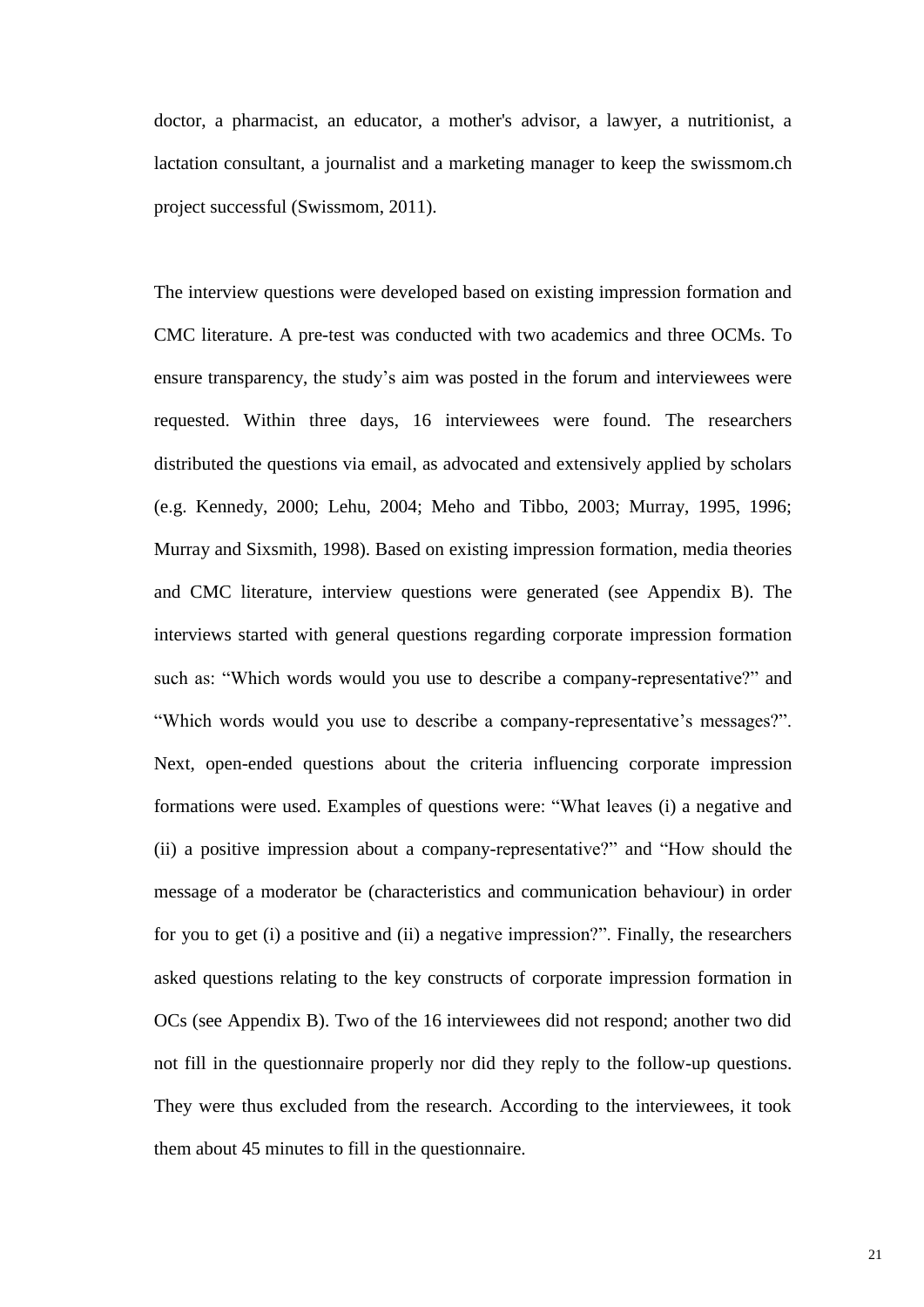doctor, a pharmacist, an educator, a mother's advisor, a lawyer, a nutritionist, a lactation consultant, a journalist and a marketing manager to keep the swissmom.ch project successful (Swissmom, 2011).

The interview questions were developed based on existing impression formation and CMC literature. A pre-test was conducted with two academics and three OCMs. To ensure transparency, the study's aim was posted in the forum and interviewees were requested. Within three days, 16 interviewees were found. The researchers distributed the questions via email, as advocated and extensively applied by scholars (e.g. Kennedy, 2000; Lehu, 2004; Meho and Tibbo, 2003; Murray, 1995, 1996; Murray and Sixsmith, 1998). Based on existing impression formation, media theories and CMC literature, interview questions were generated (see Appendix B). The interviews started with general questions regarding corporate impression formation such as: "Which words would you use to describe a company-representative?" and "Which words would you use to describe a company-representative's messages?". Next, open-ended questions about the criteria influencing corporate impression formations were used. Examples of questions were: "What leaves (i) a negative and (ii) a positive impression about a company-representative?" and "How should the message of a moderator be (characteristics and communication behaviour) in order for you to get (i) a positive and (ii) a negative impression?". Finally, the researchers asked questions relating to the key constructs of corporate impression formation in OCs (see Appendix B). Two of the 16 interviewees did not respond; another two did not fill in the questionnaire properly nor did they reply to the follow-up questions. They were thus excluded from the research. According to the interviewees, it took them about 45 minutes to fill in the questionnaire.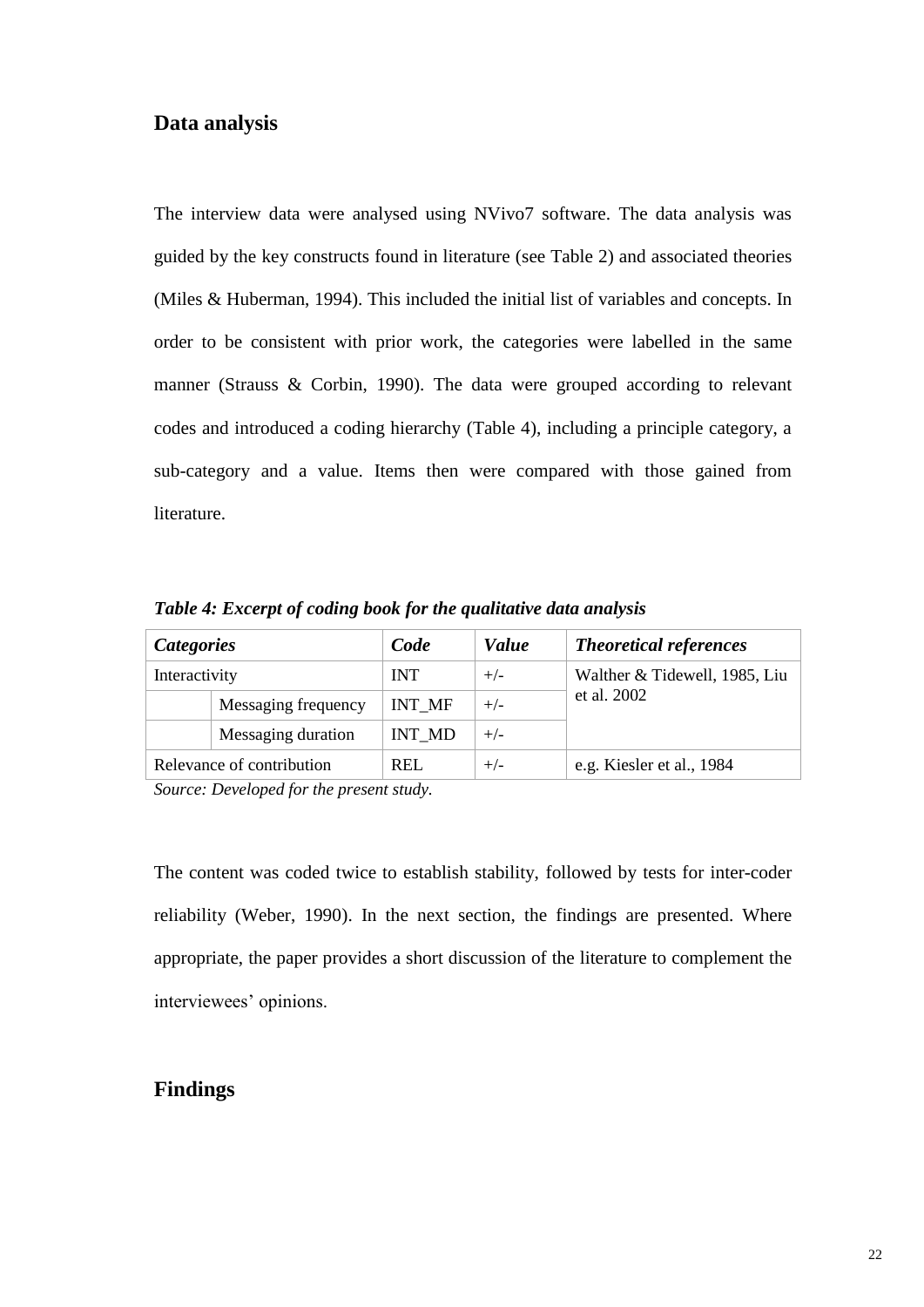## Data analysis

The interview data were analysed using NVivo7 software. The data analysis was guided by the key constructs found in literature (see Table 2) and associated theories (Miles & Huberman, 1994). This included the initial list of variables and concepts. In order to be consistent with prior work, the categories were labelled in the same manner (Strauss & Corbin, 1990). The data were grouped according to relevant codes and introduced a coding hierarchy (Table 4), including a principle category, a sub-category and a value. Items then were compared with those gained from literature.

***Table 4: Excerpt of coding book for the qualitative data analysis***

| ***Categories*** | | ***Code*** | ***Value*** | ***Theoretical references*** |
|---|---|---|---|---|
| Interactivity | | INT | +/- | Walther & Tidewell, 1985, Liu et al. 2002 |
| | Messaging frequency | INT_MF | +/- | |
| | Messaging duration | INT_MD | +/- | |
| Relevance of contribution | | REL | +/- | e.g. Kiesler et al., 1984 |

*Source: Developed for the present study.*

The content was coded twice to establish stability, followed by tests for inter-coder reliability (Weber, 1990). In the next section, the findings are presented. Where appropriate, the paper provides a short discussion of the literature to complement the interviewees' opinions.

## Findings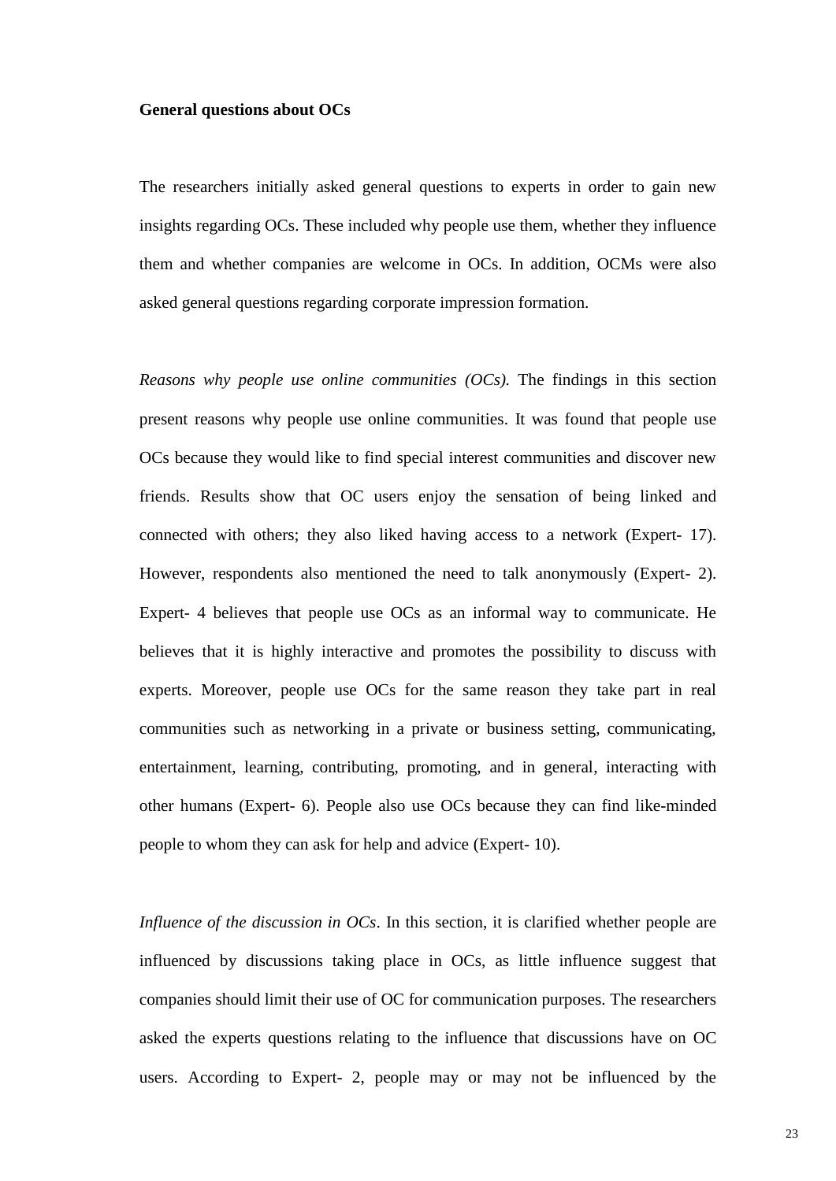**General questions about OCs**

The researchers initially asked general questions to experts in order to gain new insights regarding OCs. These included why people use them, whether they influence them and whether companies are welcome in OCs. In addition, OCMs were also asked general questions regarding corporate impression formation.

*Reasons why people use online communities (OCs).* The findings in this section present reasons why people use online communities. It was found that people use OCs because they would like to find special interest communities and discover new friends. Results show that OC users enjoy the sensation of being linked and connected with others; they also liked having access to a network (Expert- 17). However, respondents also mentioned the need to talk anonymously (Expert- 2). Expert- 4 believes that people use OCs as an informal way to communicate. He believes that it is highly interactive and promotes the possibility to discuss with experts. Moreover, people use OCs for the same reason they take part in real communities such as networking in a private or business setting, communicating, entertainment, learning, contributing, promoting, and in general, interacting with other humans (Expert- 6). People also use OCs because they can find like-minded people to whom they can ask for help and advice (Expert- 10).

*Influence of the discussion in OCs*. In this section, it is clarified whether people are influenced by discussions taking place in OCs, as little influence suggest that companies should limit their use of OC for communication purposes. The researchers asked the experts questions relating to the influence that discussions have on OC users. According to Expert- 2, people may or may not be influenced by the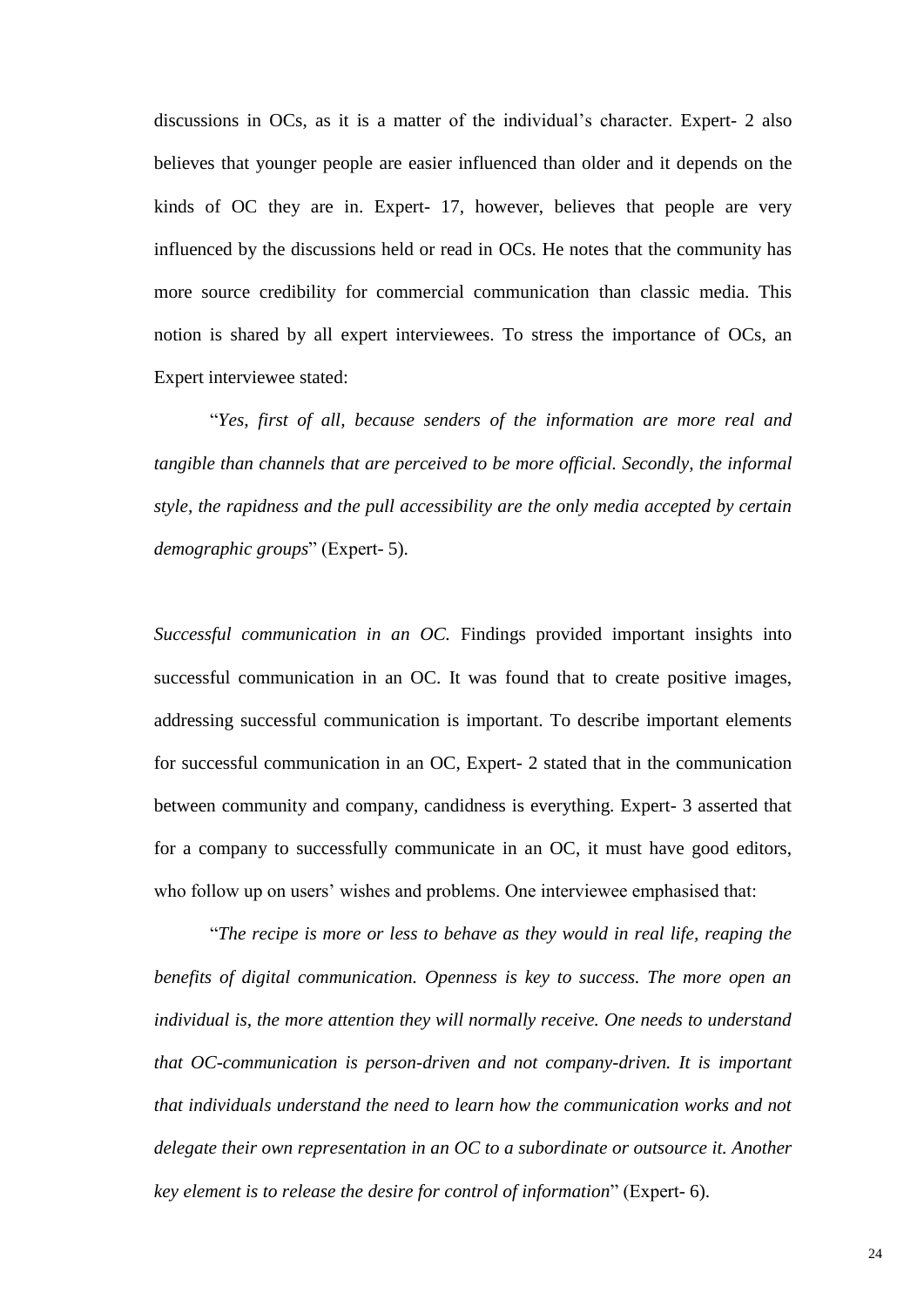discussions in OCs, as it is a matter of the individual's character. Expert- 2 also believes that younger people are easier influenced than older and it depends on the kinds of OC they are in. Expert- 17, however, believes that people are very influenced by the discussions held or read in OCs. He notes that the community has more source credibility for commercial communication than classic media. This notion is shared by all expert interviewees. To stress the importance of OCs, an Expert interviewee stated:

> "*Yes, first of all, because senders of the information are more real and tangible than channels that are perceived to be more official. Secondly, the informal style, the rapidness and the pull accessibility are the only media accepted by certain demographic groups*" (Expert- 5).

*Successful communication in an OC.* Findings provided important insights into successful communication in an OC. It was found that to create positive images, addressing successful communication is important. To describe important elements for successful communication in an OC, Expert- 2 stated that in the communication between community and company, candidness is everything. Expert- 3 asserted that for a company to successfully communicate in an OC, it must have good editors, who follow up on users' wishes and problems. One interviewee emphasised that:

> "*The recipe is more or less to behave as they would in real life, reaping the benefits of digital communication. Openness is key to success. The more open an individual is, the more attention they will normally receive. One needs to understand that OC-communication is person-driven and not company-driven. It is important that individuals understand the need to learn how the communication works and not delegate their own representation in an OC to a subordinate or outsource it. Another key element is to release the desire for control of information*" (Expert- 6).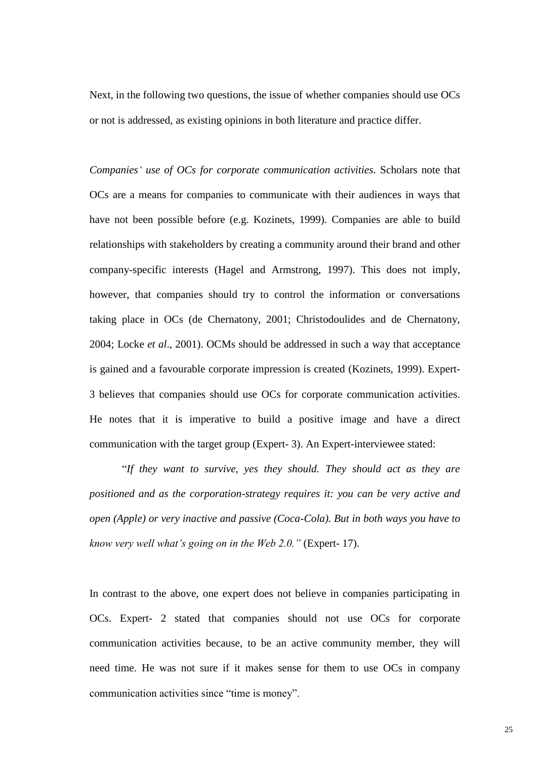Next, in the following two questions, the issue of whether companies should use OCs or not is addressed, as existing opinions in both literature and practice differ.

*Companies‘ use of OCs for corporate communication activities.* Scholars note that OCs are a means for companies to communicate with their audiences in ways that have not been possible before (e.g. Kozinets, 1999). Companies are able to build relationships with stakeholders by creating a community around their brand and other company-specific interests (Hagel and Armstrong, 1997). This does not imply, however, that companies should try to control the information or conversations taking place in OCs (de Chernatony, 2001; Christodoulides and de Chernatony, 2004; Locke *et al*., 2001). OCMs should be addressed in such a way that acceptance is gained and a favourable corporate impression is created (Kozinets, 1999). Expert-3 believes that companies should use OCs for corporate communication activities. He notes that it is imperative to build a positive image and have a direct communication with the target group (Expert- 3). An Expert-interviewee stated:

> "*If they want to survive, yes they should. They should act as they are positioned and as the corporation-strategy requires it: you can be very active and open (Apple) or very inactive and passive (Coca-Cola). But in both ways you have to know very well what's going on in the Web 2.0."* (Expert- 17).

In contrast to the above, one expert does not believe in companies participating in OCs. Expert- 2 stated that companies should not use OCs for corporate communication activities because, to be an active community member, they will need time. He was not sure if it makes sense for them to use OCs in company communication activities since "time is money".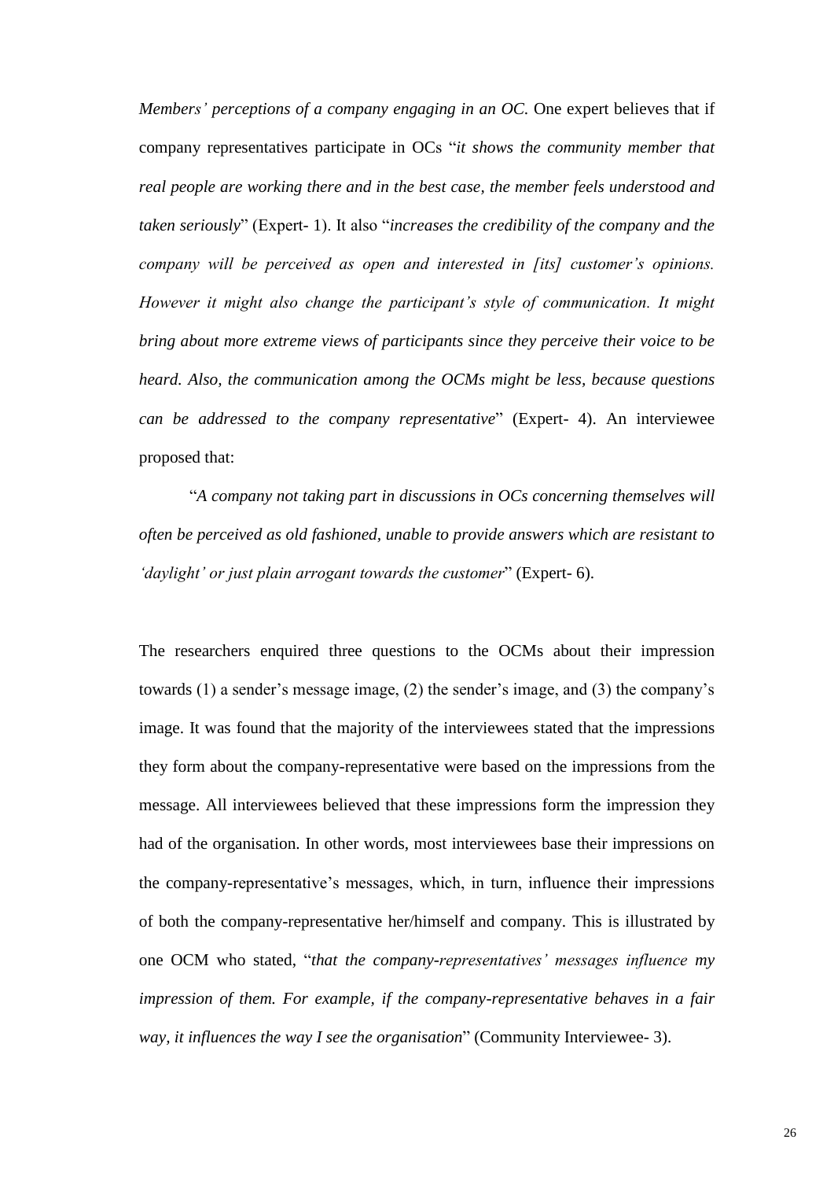*Members' perceptions of a company engaging in an OC.* One expert believes that if company representatives participate in OCs "*it shows the community member that real people are working there and in the best case, the member feels understood and taken seriously*" (Expert- 1). It also "*increases the credibility of the company and the company will be perceived as open and interested in [its] customer's opinions. However it might also change the participant's style of communication. It might bring about more extreme views of participants since they perceive their voice to be heard. Also, the communication among the OCMs might be less, because questions can be addressed to the company representative*" (Expert- 4). An interviewee proposed that:

"*A company not taking part in discussions in OCs concerning themselves will often be perceived as old fashioned, unable to provide answers which are resistant to 'daylight' or just plain arrogant towards the customer*" (Expert- 6).

The researchers enquired three questions to the OCMs about their impression towards (1) a sender's message image, (2) the sender's image, and (3) the company's image. It was found that the majority of the interviewees stated that the impressions they form about the company-representative were based on the impressions from the message. All interviewees believed that these impressions form the impression they had of the organisation. In other words, most interviewees base their impressions on the company-representative's messages, which, in turn, influence their impressions of both the company-representative her/himself and company. This is illustrated by one OCM who stated, "*that the company-representatives' messages influence my impression of them. For example, if the company-representative behaves in a fair way, it influences the way I see the organisation*" (Community Interviewee- 3).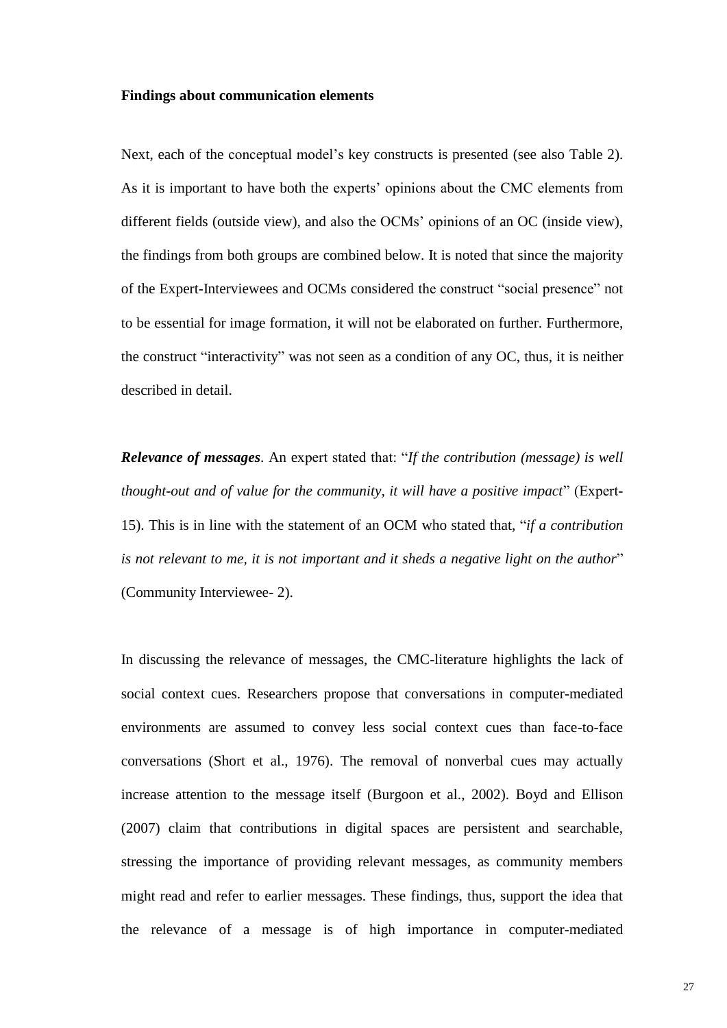**Findings about communication elements**

Next, each of the conceptual model's key constructs is presented (see also Table 2). As it is important to have both the experts' opinions about the CMC elements from different fields (outside view), and also the OCMs' opinions of an OC (inside view), the findings from both groups are combined below. It is noted that since the majority of the Expert-Interviewees and OCMs considered the construct "social presence" not to be essential for image formation, it will not be elaborated on further. Furthermore, the construct "interactivity" was not seen as a condition of any OC, thus, it is neither described in detail.

***Relevance of messages***. An expert stated that: "*If the contribution (message) is well thought-out and of value for the community, it will have a positive impact*" (Expert-15). This is in line with the statement of an OCM who stated that, "*if a contribution is not relevant to me, it is not important and it sheds a negative light on the author*" (Community Interviewee- 2).

In discussing the relevance of messages, the CMC-literature highlights the lack of social context cues. Researchers propose that conversations in computer-mediated environments are assumed to convey less social context cues than face-to-face conversations (Short et al., 1976). The removal of nonverbal cues may actually increase attention to the message itself (Burgoon et al., 2002). Boyd and Ellison (2007) claim that contributions in digital spaces are persistent and searchable, stressing the importance of providing relevant messages, as community members might read and refer to earlier messages. These findings, thus, support the idea that the relevance of a message is of high importance in computer-mediated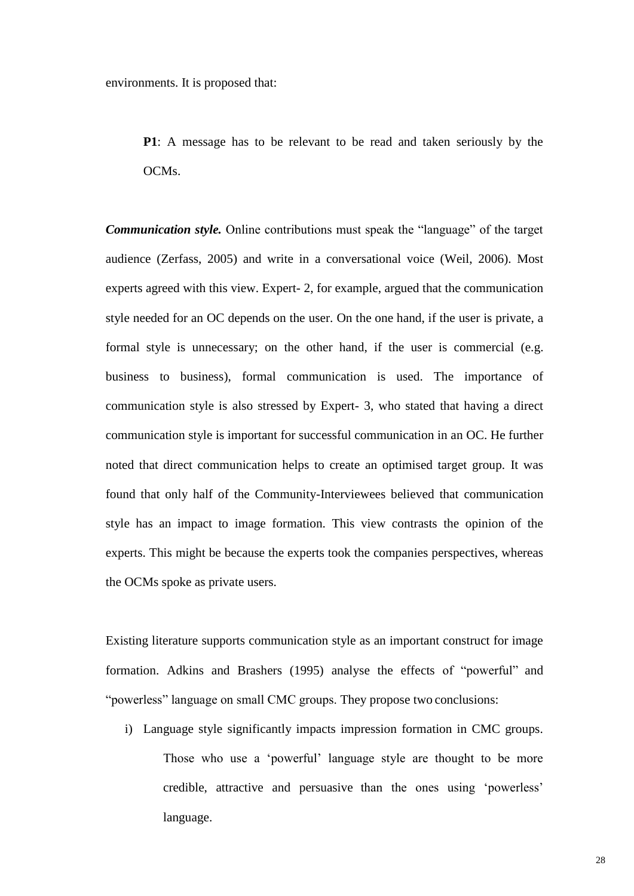environments. It is proposed that:

> **P1**: A message has to be relevant to be read and taken seriously by the OCMs.

***Communication style.*** Online contributions must speak the "language" of the target audience (Zerfass, 2005) and write in a conversational voice (Weil, 2006). Most experts agreed with this view. Expert- 2, for example, argued that the communication style needed for an OC depends on the user. On the one hand, if the user is private, a formal style is unnecessary; on the other hand, if the user is commercial (e.g. business to business), formal communication is used. The importance of communication style is also stressed by Expert- 3, who stated that having a direct communication style is important for successful communication in an OC. He further noted that direct communication helps to create an optimised target group. It was found that only half of the Community-Interviewees believed that communication style has an impact to image formation. This view contrasts the opinion of the experts. This might be because the experts took the companies perspectives, whereas the OCMs spoke as private users.

Existing literature supports communication style as an important construct for image formation. Adkins and Brashers (1995) analyse the effects of "powerful" and "powerless" language on small CMC groups. They propose two conclusions:

i) Language style significantly impacts impression formation in CMC groups. Those who use a 'powerful' language style are thought to be more credible, attractive and persuasive than the ones using 'powerless' language.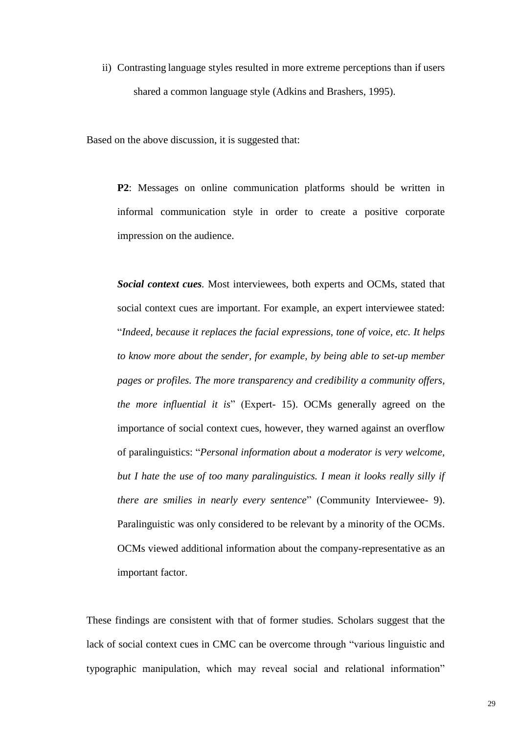ii) Contrasting language styles resulted in more extreme perceptions than if users shared a common language style (Adkins and Brashers, 1995).

Based on the above discussion, it is suggested that:

> **P2**: Messages on online communication platforms should be written in informal communication style in order to create a positive corporate impression on the audience.

> ***Social context cues***. Most interviewees, both experts and OCMs, stated that social context cues are important. For example, an expert interviewee stated: "*Indeed, because it replaces the facial expressions, tone of voice, etc. It helps to know more about the sender, for example, by being able to set-up member pages or profiles. The more transparency and credibility a community offers, the more influential it is*" (Expert- 15). OCMs generally agreed on the importance of social context cues, however, they warned against an overflow of paralinguistics: "*Personal information about a moderator is very welcome, but I hate the use of too many paralinguistics. I mean it looks really silly if there are smilies in nearly every sentence*" (Community Interviewee- 9). Paralinguistic was only considered to be relevant by a minority of the OCMs. OCMs viewed additional information about the company-representative as an important factor.

These findings are consistent with that of former studies. Scholars suggest that the lack of social context cues in CMC can be overcome through "various linguistic and typographic manipulation, which may reveal social and relational information"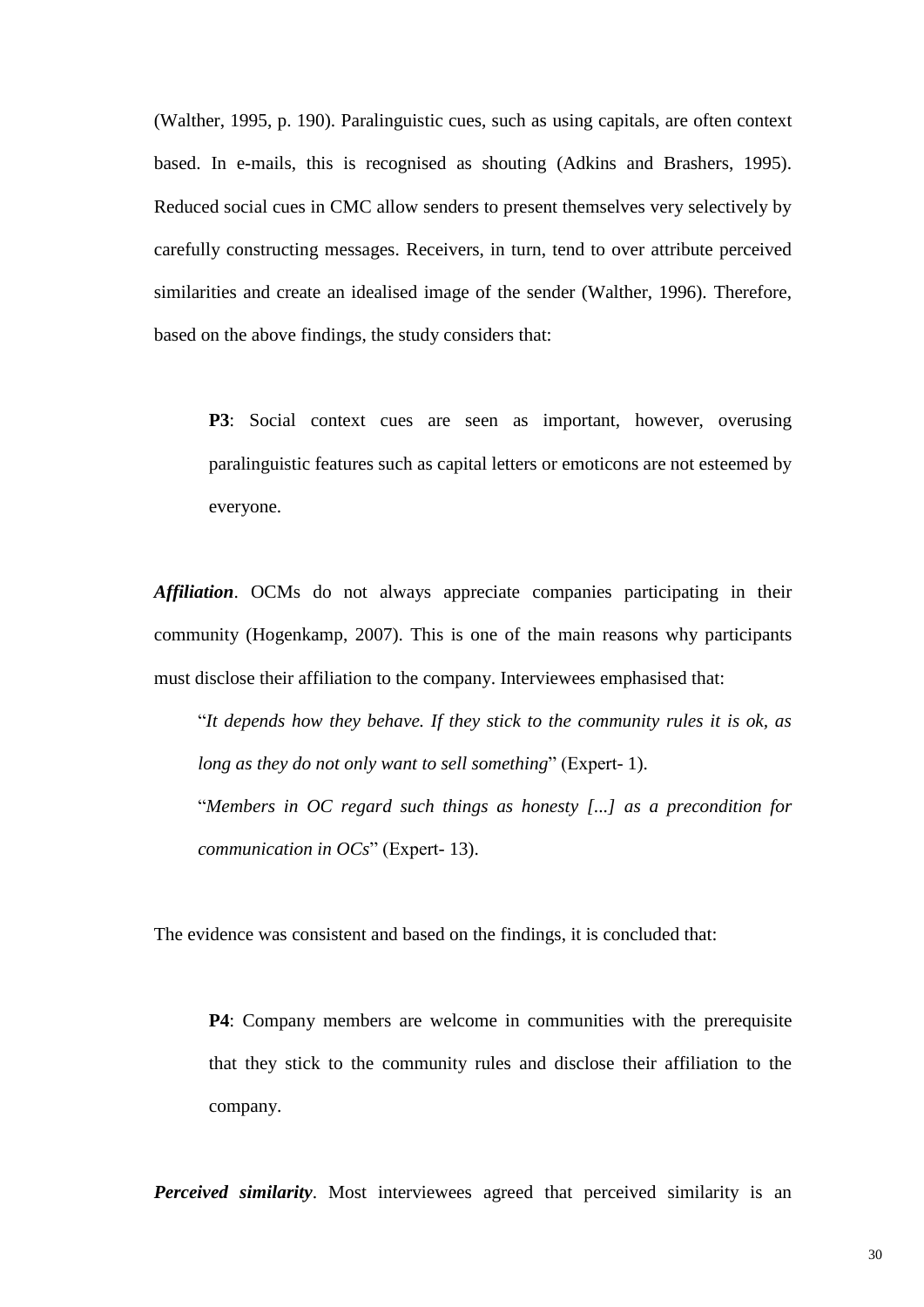(Walther, 1995, p. 190). Paralinguistic cues, such as using capitals, are often context based. In e-mails, this is recognised as shouting (Adkins and Brashers, 1995). Reduced social cues in CMC allow senders to present themselves very selectively by carefully constructing messages. Receivers, in turn, tend to over attribute perceived similarities and create an idealised image of the sender (Walther, 1996). Therefore, based on the above findings, the study considers that:

> **P3**: Social context cues are seen as important, however, overusing paralinguistic features such as capital letters or emoticons are not esteemed by everyone.

***Affiliation***. OCMs do not always appreciate companies participating in their community (Hogenkamp, 2007). This is one of the main reasons why participants must disclose their affiliation to the company. Interviewees emphasised that:

> "*It depends how they behave. If they stick to the community rules it is ok, as long as they do not only want to sell something*" (Expert- 1).
>
> "*Members in OC regard such things as honesty [...] as a precondition for communication in OCs*" (Expert- 13).

The evidence was consistent and based on the findings, it is concluded that:

> **P4**: Company members are welcome in communities with the prerequisite that they stick to the community rules and disclose their affiliation to the company.

***Perceived similarity***. Most interviewees agreed that perceived similarity is an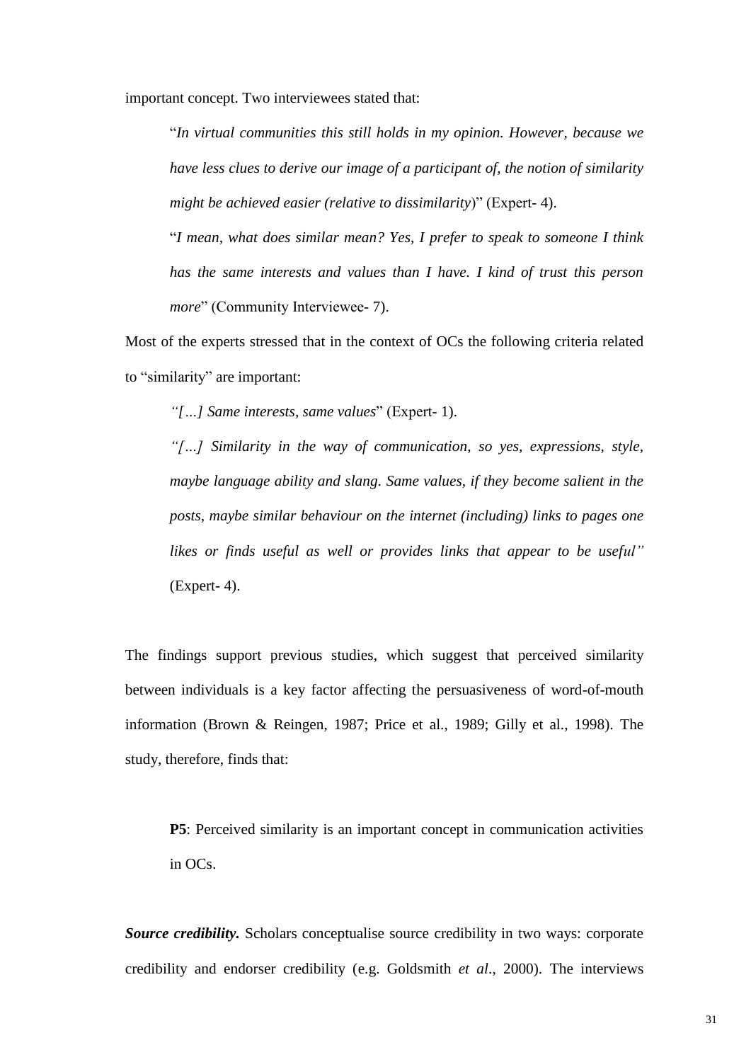important concept. Two interviewees stated that:

> "*In virtual communities this still holds in my opinion. However, because we have less clues to derive our image of a participant of, the notion of similarity might be achieved easier (relative to dissimilarity*)" (Expert- 4).
>
> "*I mean, what does similar mean? Yes, I prefer to speak to someone I think has the same interests and values than I have. I kind of trust this person more*" (Community Interviewee- 7).

Most of the experts stressed that in the context of OCs the following criteria related to "similarity" are important:

> *"[…] Same interests, same values*" (Expert- 1).
>
> *"[…] Similarity in the way of communication, so yes, expressions, style, maybe language ability and slang. Same values, if they become salient in the posts, maybe similar behaviour on the internet (including) links to pages one likes or finds useful as well or provides links that appear to be useful"* (Expert- 4).

The findings support previous studies, which suggest that perceived similarity between individuals is a key factor affecting the persuasiveness of word-of-mouth information (Brown & Reingen, 1987; Price et al., 1989; Gilly et al., 1998). The study, therefore, finds that:

> **P5**: Perceived similarity is an important concept in communication activities in OCs.

***Source credibility.*** Scholars conceptualise source credibility in two ways: corporate credibility and endorser credibility (e.g. Goldsmith *et al*., 2000). The interviews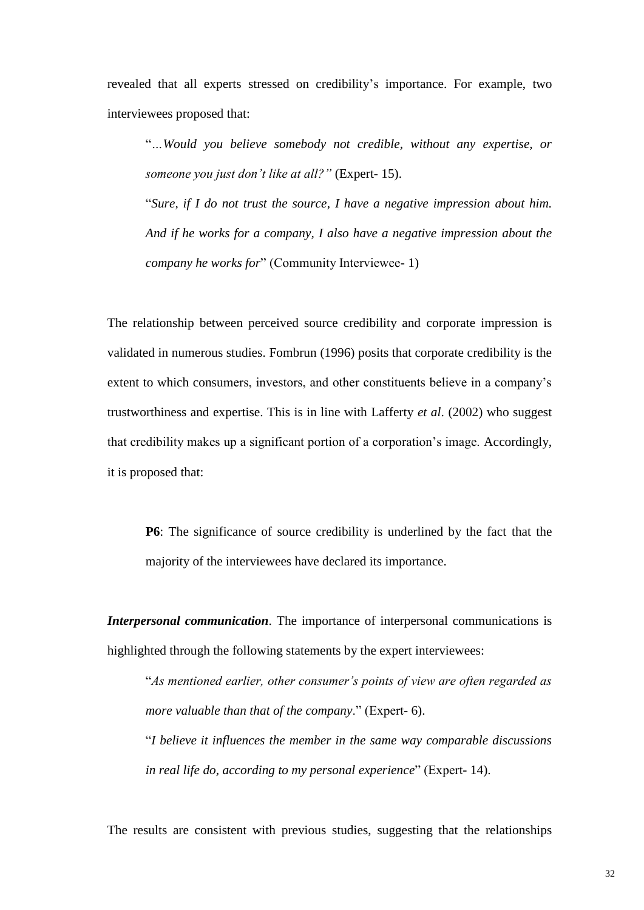revealed that all experts stressed on credibility's importance. For example, two interviewees proposed that:

> "*…Would you believe somebody not credible, without any expertise, or someone you just don't like at all?"* (Expert- 15).
>
> "*Sure, if I do not trust the source, I have a negative impression about him. And if he works for a company, I also have a negative impression about the company he works for*" (Community Interviewee- 1)

The relationship between perceived source credibility and corporate impression is validated in numerous studies. Fombrun (1996) posits that corporate credibility is the extent to which consumers, investors, and other constituents believe in a company's trustworthiness and expertise. This is in line with Lafferty *et al*. (2002) who suggest that credibility makes up a significant portion of a corporation's image. Accordingly, it is proposed that:

> **P6**: The significance of source credibility is underlined by the fact that the majority of the interviewees have declared its importance.

***Interpersonal communication***. The importance of interpersonal communications is highlighted through the following statements by the expert interviewees:

> "*As mentioned earlier, other consumer's points of view are often regarded as more valuable than that of the company*." (Expert- 6).
>
> "*I believe it influences the member in the same way comparable discussions in real life do, according to my personal experience*" (Expert- 14).

The results are consistent with previous studies, suggesting that the relationships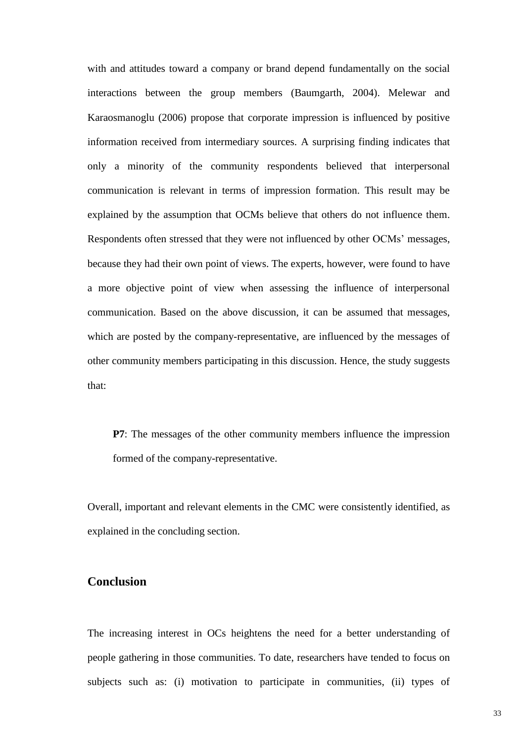with and attitudes toward a company or brand depend fundamentally on the social interactions between the group members (Baumgarth, 2004). Melewar and Karaosmanoglu (2006) propose that corporate impression is influenced by positive information received from intermediary sources. A surprising finding indicates that only a minority of the community respondents believed that interpersonal communication is relevant in terms of impression formation. This result may be explained by the assumption that OCMs believe that others do not influence them. Respondents often stressed that they were not influenced by other OCMs' messages, because they had their own point of views. The experts, however, were found to have a more objective point of view when assessing the influence of interpersonal communication. Based on the above discussion, it can be assumed that messages, which are posted by the company-representative, are influenced by the messages of other community members participating in this discussion. Hence, the study suggests that:

> **P7**: The messages of the other community members influence the impression formed of the company-representative.

Overall, important and relevant elements in the CMC were consistently identified, as explained in the concluding section.

## Conclusion

The increasing interest in OCs heightens the need for a better understanding of people gathering in those communities. To date, researchers have tended to focus on subjects such as: (i) motivation to participate in communities, (ii) types of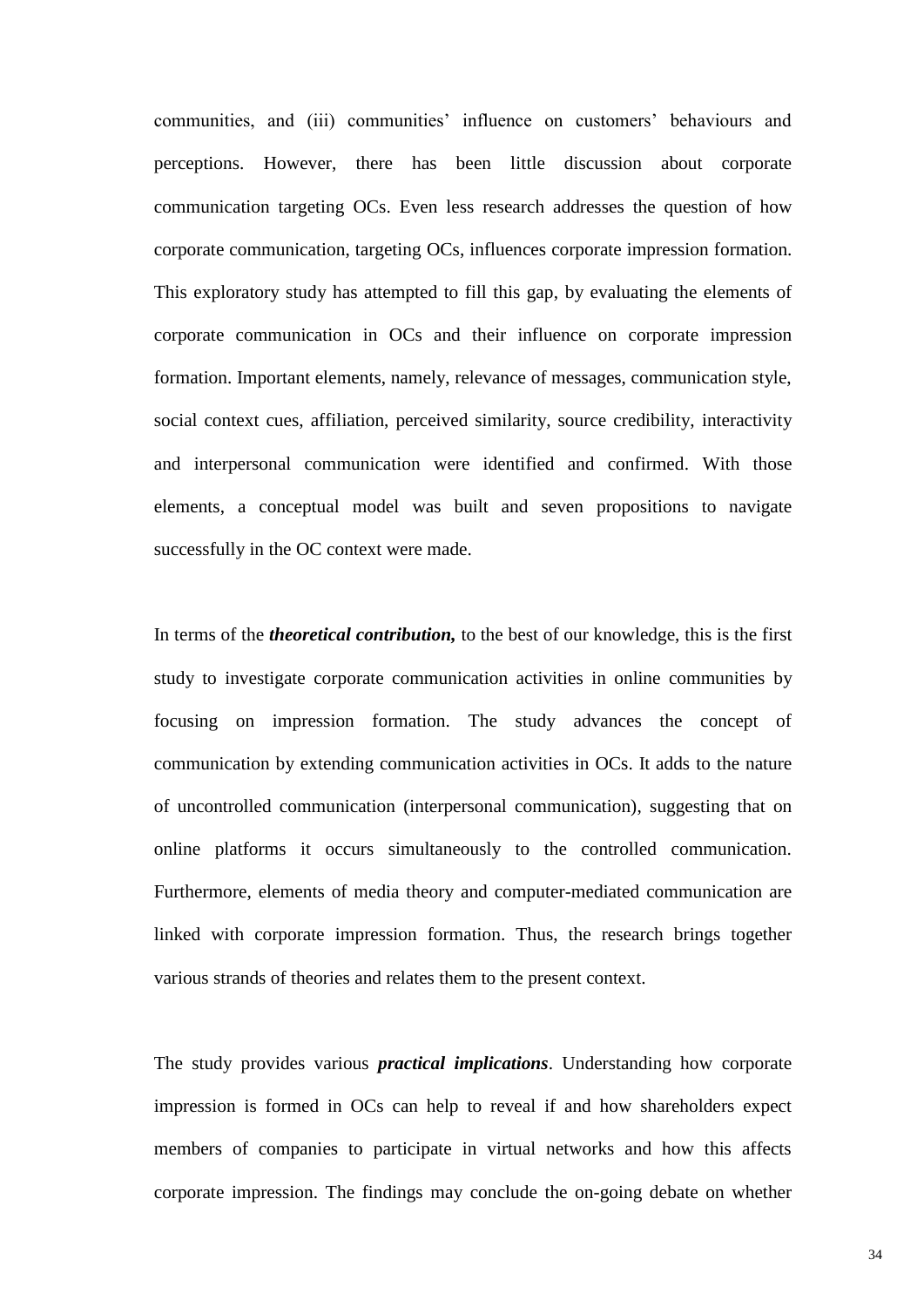communities, and (iii) communities' influence on customers' behaviours and perceptions. However, there has been little discussion about corporate communication targeting OCs. Even less research addresses the question of how corporate communication, targeting OCs, influences corporate impression formation. This exploratory study has attempted to fill this gap, by evaluating the elements of corporate communication in OCs and their influence on corporate impression formation. Important elements, namely, relevance of messages, communication style, social context cues, affiliation, perceived similarity, source credibility, interactivity and interpersonal communication were identified and confirmed. With those elements, a conceptual model was built and seven propositions to navigate successfully in the OC context were made.

In terms of the ***theoretical contribution,*** to the best of our knowledge, this is the first study to investigate corporate communication activities in online communities by focusing on impression formation. The study advances the concept of communication by extending communication activities in OCs. It adds to the nature of uncontrolled communication (interpersonal communication), suggesting that on online platforms it occurs simultaneously to the controlled communication. Furthermore, elements of media theory and computer-mediated communication are linked with corporate impression formation. Thus, the research brings together various strands of theories and relates them to the present context.

The study provides various ***practical implications***. Understanding how corporate impression is formed in OCs can help to reveal if and how shareholders expect members of companies to participate in virtual networks and how this affects corporate impression. The findings may conclude the on-going debate on whether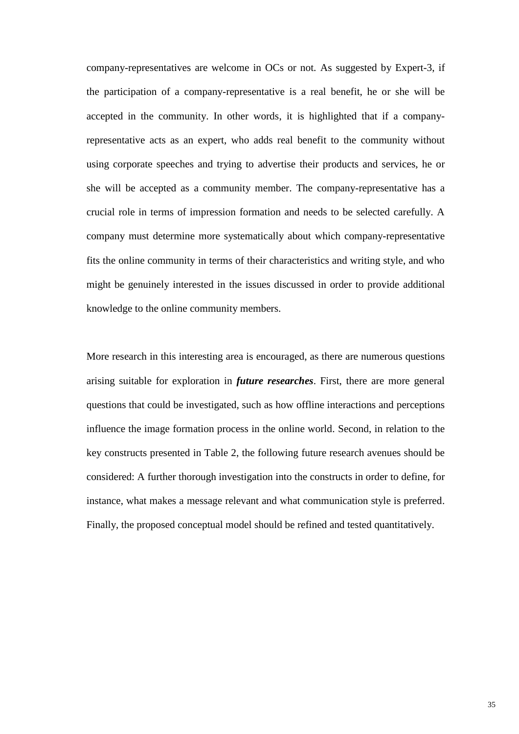company-representatives are welcome in OCs or not. As suggested by Expert-3, if the participation of a company-representative is a real benefit, he or she will be accepted in the community. In other words, it is highlighted that if a company-representative acts as an expert, who adds real benefit to the community without using corporate speeches and trying to advertise their products and services, he or she will be accepted as a community member. The company-representative has a crucial role in terms of impression formation and needs to be selected carefully. A company must determine more systematically about which company-representative fits the online community in terms of their characteristics and writing style, and who might be genuinely interested in the issues discussed in order to provide additional knowledge to the online community members.

More research in this interesting area is encouraged, as there are numerous questions arising suitable for exploration in ***future researches***. First, there are more general questions that could be investigated, such as how offline interactions and perceptions influence the image formation process in the online world. Second, in relation to the key constructs presented in Table 2, the following future research avenues should be considered: A further thorough investigation into the constructs in order to define, for instance, what makes a message relevant and what communication style is preferred. Finally, the proposed conceptual model should be refined and tested quantitatively.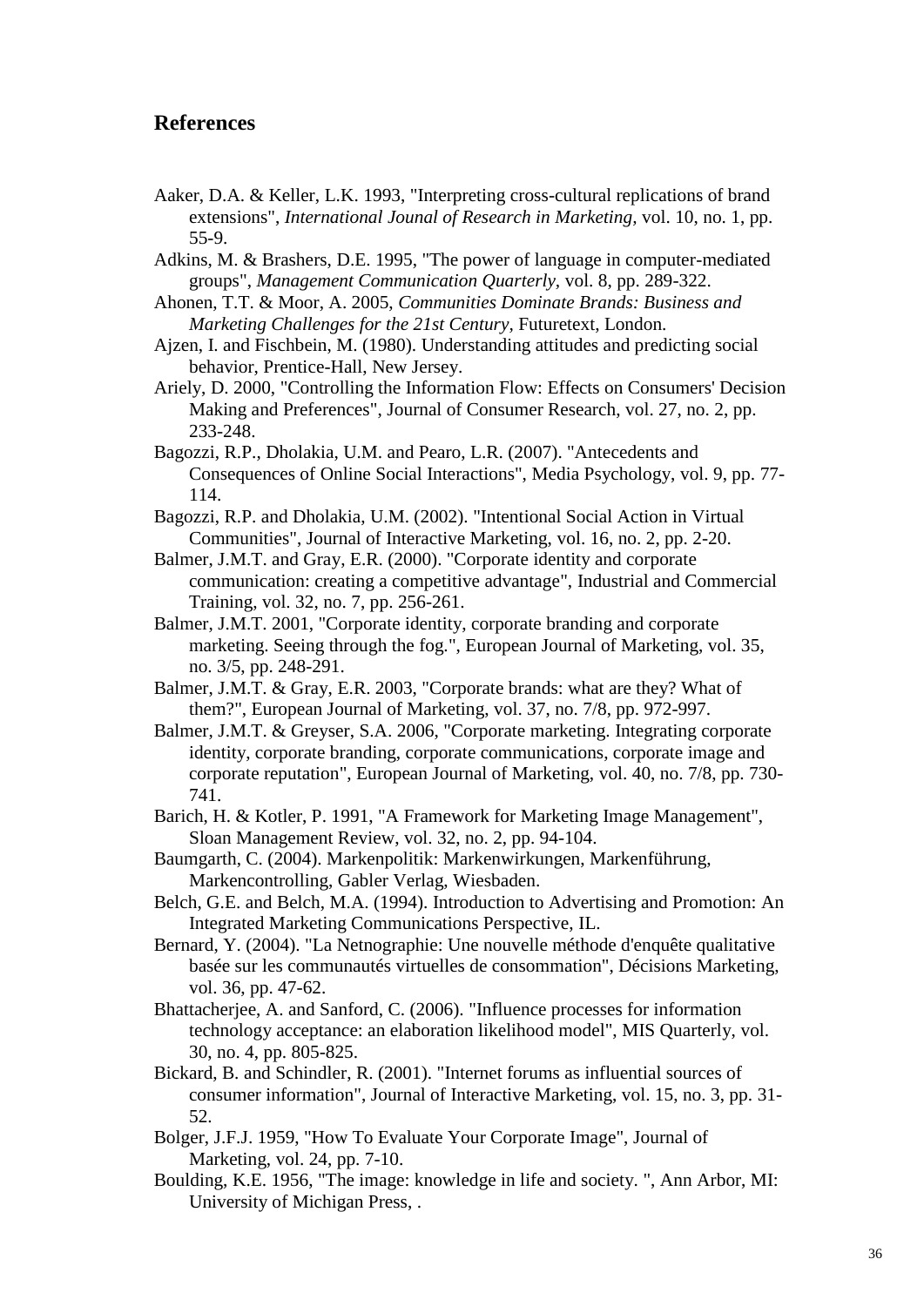## References

Aaker, D.A. & Keller, L.K. 1993, "Interpreting cross-cultural replications of brand extensions", *International Jounal of Research in Marketing*, vol. 10, no. 1, pp. 55-9.

Adkins, M. & Brashers, D.E. 1995, "The power of language in computer-mediated groups", *Management Communication Quarterly*, vol. 8, pp. 289-322.

Ahonen, T.T. & Moor, A. 2005, *Communities Dominate Brands: Business and Marketing Challenges for the 21st Century*, Futuretext, London.

Ajzen, I. and Fischbein, M. (1980). Understanding attitudes and predicting social behavior, Prentice-Hall, New Jersey.

Ariely, D. 2000, "Controlling the Information Flow: Effects on Consumers' Decision Making and Preferences", Journal of Consumer Research, vol. 27, no. 2, pp. 233-248.

Bagozzi, R.P., Dholakia, U.M. and Pearo, L.R. (2007). "Antecedents and Consequences of Online Social Interactions", Media Psychology, vol. 9, pp. 77-114.

Bagozzi, R.P. and Dholakia, U.M. (2002). "Intentional Social Action in Virtual Communities", Journal of Interactive Marketing, vol. 16, no. 2, pp. 2-20.

Balmer, J.M.T. and Gray, E.R. (2000). "Corporate identity and corporate communication: creating a competitive advantage", Industrial and Commercial Training, vol. 32, no. 7, pp. 256-261.

Balmer, J.M.T. 2001, "Corporate identity, corporate branding and corporate marketing. Seeing through the fog.", European Journal of Marketing, vol. 35, no. 3/5, pp. 248-291.

Balmer, J.M.T. & Gray, E.R. 2003, "Corporate brands: what are they? What of them?", European Journal of Marketing, vol. 37, no. 7/8, pp. 972-997.

Balmer, J.M.T. & Greyser, S.A. 2006, "Corporate marketing. Integrating corporate identity, corporate branding, corporate communications, corporate image and corporate reputation", European Journal of Marketing, vol. 40, no. 7/8, pp. 730-741.

Barich, H. & Kotler, P. 1991, "A Framework for Marketing Image Management", Sloan Management Review, vol. 32, no. 2, pp. 94-104.

Baumgarth, C. (2004). Markenpolitik: Markenwirkungen, Markenführung, Markencontrolling, Gabler Verlag, Wiesbaden.

Belch, G.E. and Belch, M.A. (1994). Introduction to Advertising and Promotion: An Integrated Marketing Communications Perspective, IL.

Bernard, Y. (2004). "La Netnographie: Une nouvelle méthode d'enquête qualitative basée sur les communautés virtuelles de consommation", Décisions Marketing, vol. 36, pp. 47-62.

Bhattacherjee, A. and Sanford, C. (2006). "Influence processes for information technology acceptance: an elaboration likelihood model", MIS Quarterly, vol. 30, no. 4, pp. 805-825.

Bickard, B. and Schindler, R. (2001). "Internet forums as influential sources of consumer information", Journal of Interactive Marketing, vol. 15, no. 3, pp. 31-52.

Bolger, J.F.J. 1959, "How To Evaluate Your Corporate Image", Journal of Marketing, vol. 24, pp. 7-10.

Boulding, K.E. 1956, "The image: knowledge in life and society. ", Ann Arbor, MI: University of Michigan Press, .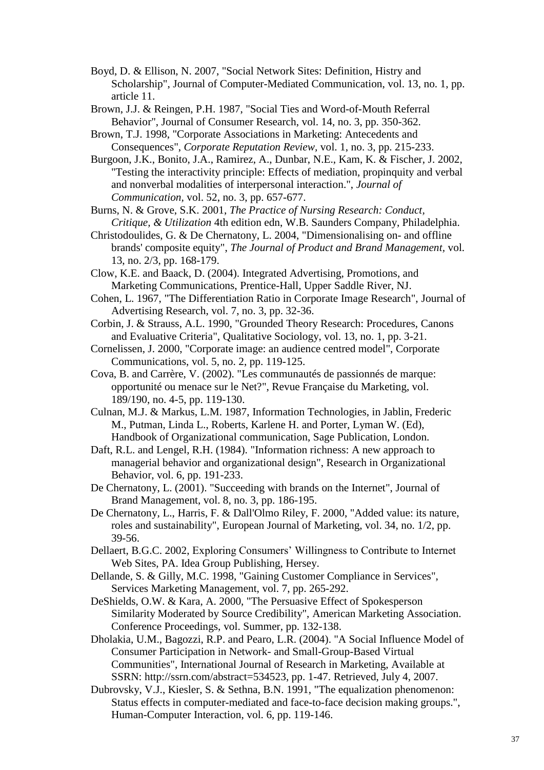Boyd, D. & Ellison, N. 2007, "Social Network Sites: Definition, Histry and Scholarship", Journal of Computer-Mediated Communication, vol. 13, no. 1, pp. article 11.

Brown, J.J. & Reingen, P.H. 1987, "Social Ties and Word-of-Mouth Referral Behavior", Journal of Consumer Research, vol. 14, no. 3, pp. 350-362.

Brown, T.J. 1998, "Corporate Associations in Marketing: Antecedents and Consequences", *Corporate Reputation Review*, vol. 1, no. 3, pp. 215-233.

Burgoon, J.K., Bonito, J.A., Ramirez, A., Dunbar, N.E., Kam, K. & Fischer, J. 2002, "Testing the interactivity principle: Effects of mediation, propinquity and verbal and nonverbal modalities of interpersonal interaction.", *Journal of Communication*, vol. 52, no. 3, pp. 657-677.

Burns, N. & Grove, S.K. 2001, *The Practice of Nursing Research: Conduct, Critique, & Utilization* 4th edition edn, W.B. Saunders Company, Philadelphia.

Christodoulides, G. & De Chernatony, L. 2004, "Dimensionalising on- and offline brands' composite equity", *The Journal of Product and Brand Management*, vol. 13, no. 2/3, pp. 168-179.

Clow, K.E. and Baack, D. (2004). Integrated Advertising, Promotions, and Marketing Communications, Prentice-Hall, Upper Saddle River, NJ.

Cohen, L. 1967, "The Differentiation Ratio in Corporate Image Research", Journal of Advertising Research, vol. 7, no. 3, pp. 32-36.

Corbin, J. & Strauss, A.L. 1990, "Grounded Theory Research: Procedures, Canons and Evaluative Criteria", Qualitative Sociology, vol. 13, no. 1, pp. 3-21.

Cornelissen, J. 2000, "Corporate image: an audience centred model", Corporate Communications, vol. 5, no. 2, pp. 119-125.

Cova, B. and Carrère, V. (2002). "Les communautés de passionnés de marque: opportunité ou menace sur le Net?", Revue Française du Marketing, vol. 189/190, no. 4-5, pp. 119-130.

Culnan, M.J. & Markus, L.M. 1987, Information Technologies, in Jablin, Frederic M., Putman, Linda L., Roberts, Karlene H. and Porter, Lyman W. (Ed), Handbook of Organizational communication, Sage Publication, London.

Daft, R.L. and Lengel, R.H. (1984). "Information richness: A new approach to managerial behavior and organizational design", Research in Organizational Behavior, vol. 6, pp. 191-233.

De Chernatony, L. (2001). "Succeeding with brands on the Internet", Journal of Brand Management, vol. 8, no. 3, pp. 186-195.

De Chernatony, L., Harris, F. & Dall'Olmo Riley, F. 2000, "Added value: its nature, roles and sustainability", European Journal of Marketing, vol. 34, no. 1/2, pp. 39-56.

Dellaert, B.G.C. 2002, Exploring Consumers' Willingness to Contribute to Internet Web Sites, PA. Idea Group Publishing, Hersey.

Dellande, S. & Gilly, M.C. 1998, "Gaining Customer Compliance in Services", Services Marketing Management, vol. 7, pp. 265-292.

DeShields, O.W. & Kara, A. 2000, "The Persuasive Effect of Spokesperson Similarity Moderated by Source Credibility", American Marketing Association. Conference Proceedings, vol. Summer, pp. 132-138.

Dholakia, U.M., Bagozzi, R.P. and Pearo, L.R. (2004). "A Social Influence Model of Consumer Participation in Network- and Small-Group-Based Virtual Communities", International Journal of Research in Marketing, Available at SSRN: http://ssrn.com/abstract=534523, pp. 1-47. Retrieved, July 4, 2007.

Dubrovsky, V.J., Kiesler, S. & Sethna, B.N. 1991, "The equalization phenomenon: Status effects in computer-mediated and face-to-face decision making groups.", Human-Computer Interaction, vol. 6, pp. 119-146.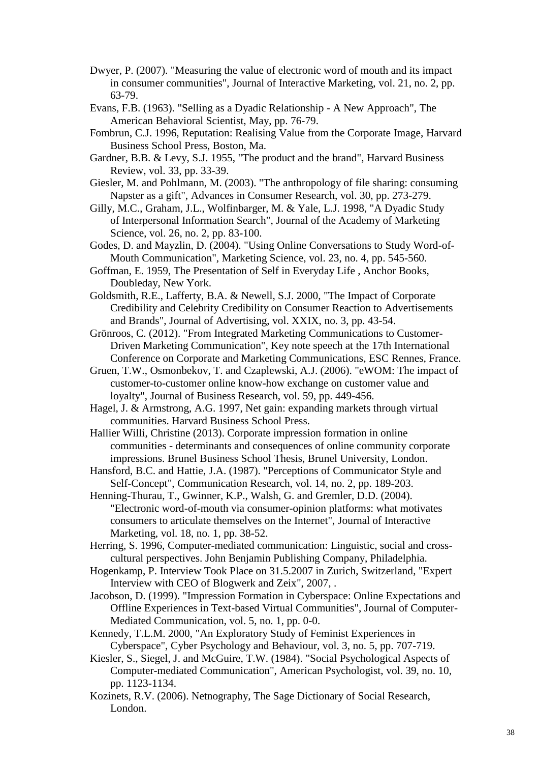Dwyer, P. (2007). "Measuring the value of electronic word of mouth and its impact in consumer communities", Journal of Interactive Marketing, vol. 21, no. 2, pp. 63-79.

Evans, F.B. (1963). "Selling as a Dyadic Relationship - A New Approach", The American Behavioral Scientist, May, pp. 76-79.

Fombrun, C.J. 1996, Reputation: Realising Value from the Corporate Image, Harvard Business School Press, Boston, Ma.

Gardner, B.B. & Levy, S.J. 1955, "The product and the brand", Harvard Business Review, vol. 33, pp. 33-39.

Giesler, M. and Pohlmann, M. (2003). "The anthropology of file sharing: consuming Napster as a gift", Advances in Consumer Research, vol. 30, pp. 273-279.

Gilly, M.C., Graham, J.L., Wolfinbarger, M. & Yale, L.J. 1998, "A Dyadic Study of Interpersonal Information Search", Journal of the Academy of Marketing Science, vol. 26, no. 2, pp. 83-100.

Godes, D. and Mayzlin, D. (2004). "Using Online Conversations to Study Word-of-Mouth Communication", Marketing Science, vol. 23, no. 4, pp. 545-560.

Goffman, E. 1959, The Presentation of Self in Everyday Life , Anchor Books, Doubleday, New York.

Goldsmith, R.E., Lafferty, B.A. & Newell, S.J. 2000, "The Impact of Corporate Credibility and Celebrity Credibility on Consumer Reaction to Advertisements and Brands", Journal of Advertising, vol. XXIX, no. 3, pp. 43-54.

Grönroos, C. (2012). "From Integrated Marketing Communications to Customer-Driven Marketing Communication", Key note speech at the 17th International Conference on Corporate and Marketing Communications, ESC Rennes, France.

Gruen, T.W., Osmonbekov, T. and Czaplewski, A.J. (2006). "eWOM: The impact of customer-to-customer online know-how exchange on customer value and loyalty", Journal of Business Research, vol. 59, pp. 449-456.

Hagel, J. & Armstrong, A.G. 1997, Net gain: expanding markets through virtual communities. Harvard Business School Press.

Hallier Willi, Christine (2013). Corporate impression formation in online communities - determinants and consequences of online community corporate impressions. Brunel Business School Thesis, Brunel University, London.

Hansford, B.C. and Hattie, J.A. (1987). "Perceptions of Communicator Style and Self-Concept", Communication Research, vol. 14, no. 2, pp. 189-203.

Henning-Thurau, T., Gwinner, K.P., Walsh, G. and Gremler, D.D. (2004). "Electronic word-of-mouth via consumer-opinion platforms: what motivates consumers to articulate themselves on the Internet", Journal of Interactive Marketing, vol. 18, no. 1, pp. 38-52.

Herring, S. 1996, Computer-mediated communication: Linguistic, social and cross-cultural perspectives. John Benjamin Publishing Company, Philadelphia.

Hogenkamp, P. Interview Took Place on 31.5.2007 in Zurich, Switzerland, "Expert Interview with CEO of Blogwerk and Zeix", 2007, .

Jacobson, D. (1999). "Impression Formation in Cyberspace: Online Expectations and Offline Experiences in Text-based Virtual Communities", Journal of Computer-Mediated Communication, vol. 5, no. 1, pp. 0-0.

Kennedy, T.L.M. 2000, "An Exploratory Study of Feminist Experiences in Cyberspace", Cyber Psychology and Behaviour, vol. 3, no. 5, pp. 707-719.

Kiesler, S., Siegel, J. and McGuire, T.W. (1984). "Social Psychological Aspects of Computer-mediated Communication", American Psychologist, vol. 39, no. 10, pp. 1123-1134.

Kozinets, R.V. (2006). Netnography, The Sage Dictionary of Social Research, London.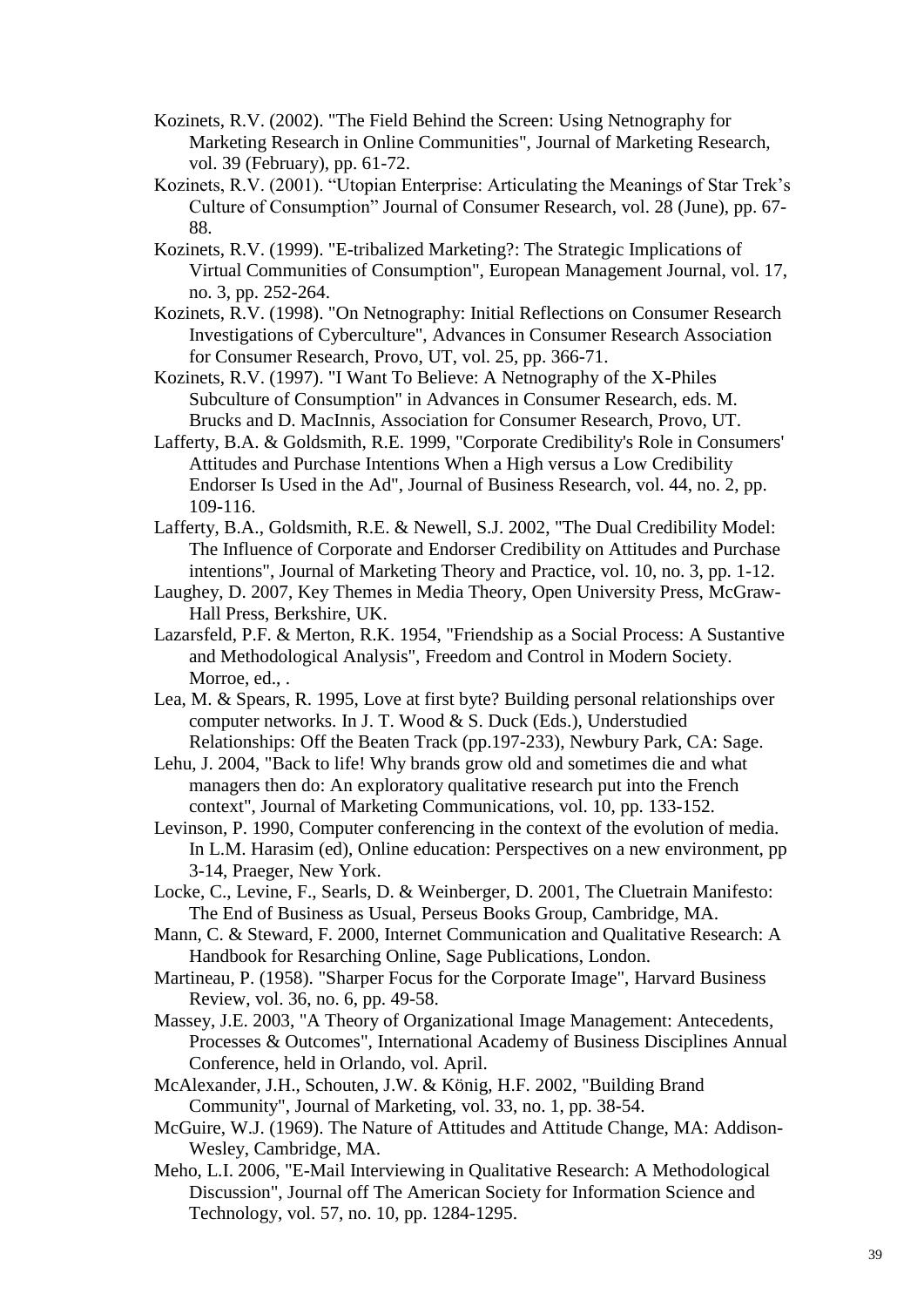Kozinets, R.V. (2002). "The Field Behind the Screen: Using Netnography for Marketing Research in Online Communities", Journal of Marketing Research, vol. 39 (February), pp. 61-72.

Kozinets, R.V. (2001). "Utopian Enterprise: Articulating the Meanings of Star Trek's Culture of Consumption" Journal of Consumer Research, vol. 28 (June), pp. 67-88.

Kozinets, R.V. (1999). "E-tribalized Marketing?: The Strategic Implications of Virtual Communities of Consumption", European Management Journal, vol. 17, no. 3, pp. 252-264.

Kozinets, R.V. (1998). "On Netnography: Initial Reflections on Consumer Research Investigations of Cyberculture", Advances in Consumer Research Association for Consumer Research, Provo, UT, vol. 25, pp. 366-71.

Kozinets, R.V. (1997). "I Want To Believe: A Netnography of the X-Philes Subculture of Consumption" in Advances in Consumer Research, eds. M. Brucks and D. MacInnis, Association for Consumer Research, Provo, UT.

Lafferty, B.A. & Goldsmith, R.E. 1999, "Corporate Credibility's Role in Consumers' Attitudes and Purchase Intentions When a High versus a Low Credibility Endorser Is Used in the Ad", Journal of Business Research, vol. 44, no. 2, pp. 109-116.

Lafferty, B.A., Goldsmith, R.E. & Newell, S.J. 2002, "The Dual Credibility Model: The Influence of Corporate and Endorser Credibility on Attitudes and Purchase intentions", Journal of Marketing Theory and Practice, vol. 10, no. 3, pp. 1-12.

Laughey, D. 2007, Key Themes in Media Theory, Open University Press, McGraw-Hall Press, Berkshire, UK.

Lazarsfeld, P.F. & Merton, R.K. 1954, "Friendship as a Social Process: A Sustantive and Methodological Analysis", Freedom and Control in Modern Society. Morroe, ed., .

Lea, M. & Spears, R. 1995, Love at first byte? Building personal relationships over computer networks. In J. T. Wood & S. Duck (Eds.), Understudied Relationships: Off the Beaten Track (pp.197-233), Newbury Park, CA: Sage.

Lehu, J. 2004, "Back to life! Why brands grow old and sometimes die and what managers then do: An exploratory qualitative research put into the French context", Journal of Marketing Communications, vol. 10, pp. 133-152.

Levinson, P. 1990, Computer conferencing in the context of the evolution of media. In L.M. Harasim (ed), Online education: Perspectives on a new environment, pp 3-14, Praeger, New York.

Locke, C., Levine, F., Searls, D. & Weinberger, D. 2001, The Cluetrain Manifesto: The End of Business as Usual, Perseus Books Group, Cambridge, MA.

Mann, C. & Steward, F. 2000, Internet Communication and Qualitative Research: A Handbook for Resarching Online, Sage Publications, London.

Martineau, P. (1958). "Sharper Focus for the Corporate Image", Harvard Business Review, vol. 36, no. 6, pp. 49-58.

Massey, J.E. 2003, "A Theory of Organizational Image Management: Antecedents, Processes & Outcomes", International Academy of Business Disciplines Annual Conference, held in Orlando, vol. April.

McAlexander, J.H., Schouten, J.W. & König, H.F. 2002, "Building Brand Community", Journal of Marketing, vol. 33, no. 1, pp. 38-54.

McGuire, W.J. (1969). The Nature of Attitudes and Attitude Change, MA: Addison-Wesley, Cambridge, MA.

Meho, L.I. 2006, "E-Mail Interviewing in Qualitative Research: A Methodological Discussion", Journal off The American Society for Information Science and Technology, vol. 57, no. 10, pp. 1284-1295.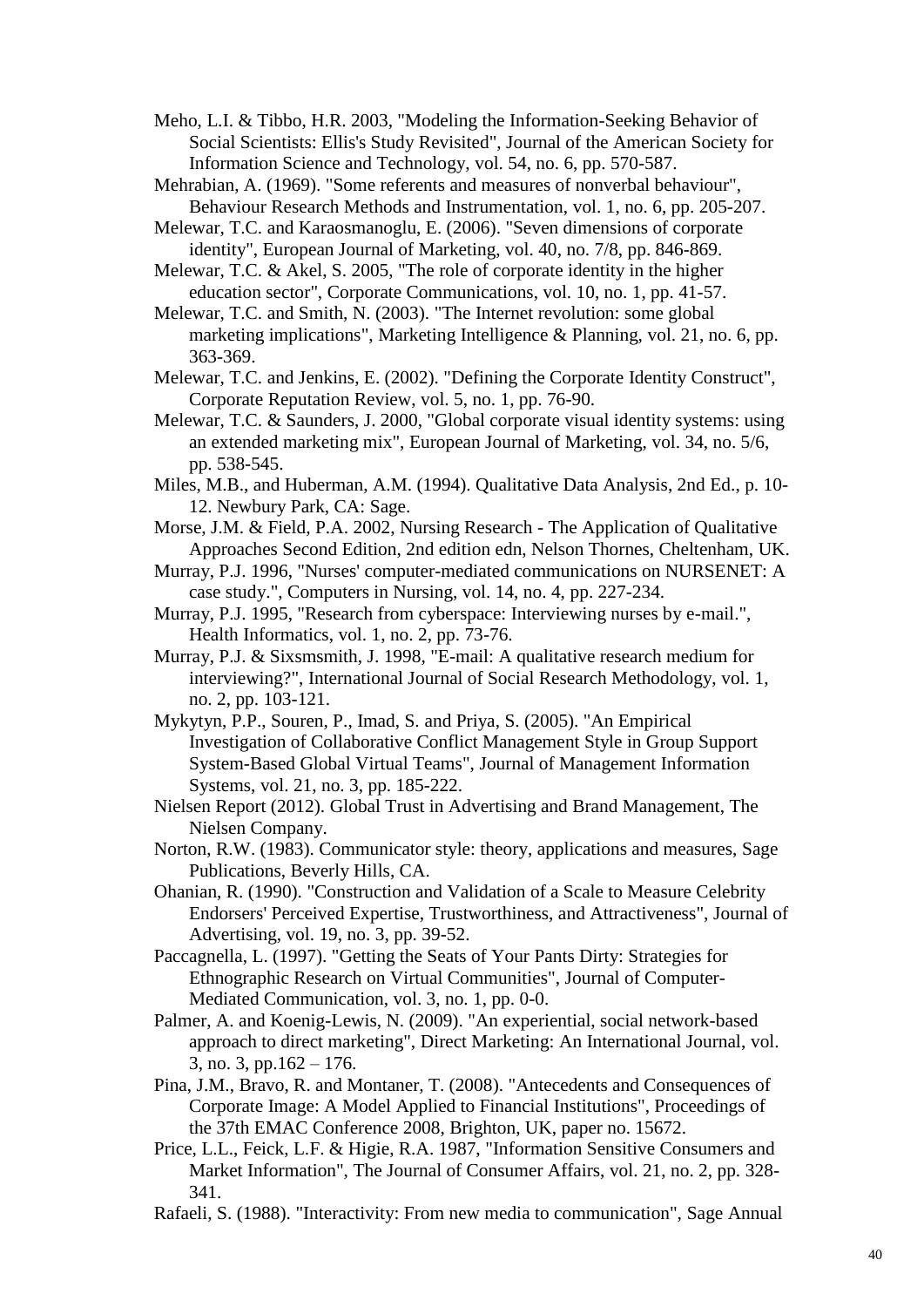Meho, L.I. & Tibbo, H.R. 2003, "Modeling the Information-Seeking Behavior of Social Scientists: Ellis's Study Revisited", Journal of the American Society for Information Science and Technology, vol. 54, no. 6, pp. 570-587.

Mehrabian, A. (1969). "Some referents and measures of nonverbal behaviour", Behaviour Research Methods and Instrumentation, vol. 1, no. 6, pp. 205-207.

Melewar, T.C. and Karaosmanoglu, E. (2006). "Seven dimensions of corporate identity", European Journal of Marketing, vol. 40, no. 7/8, pp. 846-869.

Melewar, T.C. & Akel, S. 2005, "The role of corporate identity in the higher education sector", Corporate Communications, vol. 10, no. 1, pp. 41-57.

Melewar, T.C. and Smith, N. (2003). "The Internet revolution: some global marketing implications", Marketing Intelligence & Planning, vol. 21, no. 6, pp. 363-369.

Melewar, T.C. and Jenkins, E. (2002). "Defining the Corporate Identity Construct", Corporate Reputation Review, vol. 5, no. 1, pp. 76-90.

Melewar, T.C. & Saunders, J. 2000, "Global corporate visual identity systems: using an extended marketing mix", European Journal of Marketing, vol. 34, no. 5/6, pp. 538-545.

Miles, M.B., and Huberman, A.M. (1994). Qualitative Data Analysis, 2nd Ed., p. 10-12. Newbury Park, CA: Sage.

Morse, J.M. & Field, P.A. 2002, Nursing Research - The Application of Qualitative Approaches Second Edition, 2nd edition edn, Nelson Thornes, Cheltenham, UK.

Murray, P.J. 1996, "Nurses' computer-mediated communications on NURSENET: A case study.", Computers in Nursing, vol. 14, no. 4, pp. 227-234.

Murray, P.J. 1995, "Research from cyberspace: Interviewing nurses by e-mail.", Health Informatics, vol. 1, no. 2, pp. 73-76.

Murray, P.J. & Sixsmsmith, J. 1998, "E-mail: A qualitative research medium for interviewing?", International Journal of Social Research Methodology, vol. 1, no. 2, pp. 103-121.

Mykytyn, P.P., Souren, P., Imad, S. and Priya, S. (2005). "An Empirical Investigation of Collaborative Conflict Management Style in Group Support System-Based Global Virtual Teams", Journal of Management Information Systems, vol. 21, no. 3, pp. 185-222.

Nielsen Report (2012). Global Trust in Advertising and Brand Management, The Nielsen Company.

Norton, R.W. (1983). Communicator style: theory, applications and measures, Sage Publications, Beverly Hills, CA.

Ohanian, R. (1990). "Construction and Validation of a Scale to Measure Celebrity Endorsers' Perceived Expertise, Trustworthiness, and Attractiveness", Journal of Advertising, vol. 19, no. 3, pp. 39-52.

Paccagnella, L. (1997). "Getting the Seats of Your Pants Dirty: Strategies for Ethnographic Research on Virtual Communities", Journal of Computer-Mediated Communication, vol. 3, no. 1, pp. 0-0.

Palmer, A. and Koenig-Lewis, N. (2009). "An experiential, social network-based approach to direct marketing", Direct Marketing: An International Journal, vol. 3, no. 3, pp.162 – 176.

Pina, J.M., Bravo, R. and Montaner, T. (2008). "Antecedents and Consequences of Corporate Image: A Model Applied to Financial Institutions", Proceedings of the 37th EMAC Conference 2008, Brighton, UK, paper no. 15672.

Price, L.L., Feick, L.F. & Higie, R.A. 1987, "Information Sensitive Consumers and Market Information", The Journal of Consumer Affairs, vol. 21, no. 2, pp. 328-341.

Rafaeli, S. (1988). "Interactivity: From new media to communication", Sage Annual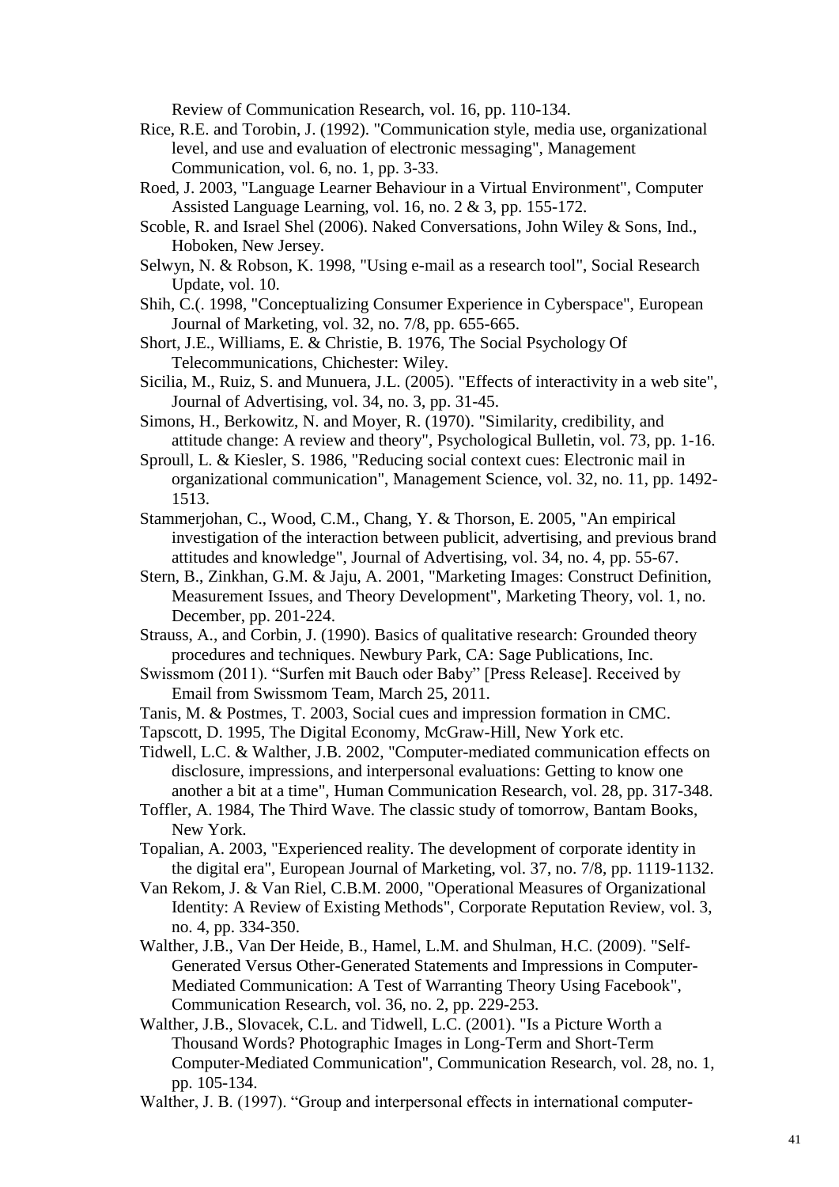Review of Communication Research, vol. 16, pp. 110-134.

Rice, R.E. and Torobin, J. (1992). "Communication style, media use, organizational level, and use and evaluation of electronic messaging", Management Communication, vol. 6, no. 1, pp. 3-33.

Roed, J. 2003, "Language Learner Behaviour in a Virtual Environment", Computer Assisted Language Learning, vol. 16, no. 2 & 3, pp. 155-172.

Scoble, R. and Israel Shel (2006). Naked Conversations, John Wiley & Sons, Ind., Hoboken, New Jersey.

Selwyn, N. & Robson, K. 1998, "Using e-mail as a research tool", Social Research Update, vol. 10.

Shih, C.(. 1998, "Conceptualizing Consumer Experience in Cyberspace", European Journal of Marketing, vol. 32, no. 7/8, pp. 655-665.

Short, J.E., Williams, E. & Christie, B. 1976, The Social Psychology Of Telecommunications, Chichester: Wiley.

Sicilia, M., Ruiz, S. and Munuera, J.L. (2005). "Effects of interactivity in a web site", Journal of Advertising, vol. 34, no. 3, pp. 31-45.

Simons, H., Berkowitz, N. and Moyer, R. (1970). "Similarity, credibility, and attitude change: A review and theory", Psychological Bulletin, vol. 73, pp. 1-16.

Sproull, L. & Kiesler, S. 1986, "Reducing social context cues: Electronic mail in organizational communication", Management Science, vol. 32, no. 11, pp. 1492-1513.

Stammerjohan, C., Wood, C.M., Chang, Y. & Thorson, E. 2005, "An empirical investigation of the interaction between publicit, advertising, and previous brand attitudes and knowledge", Journal of Advertising, vol. 34, no. 4, pp. 55-67.

Stern, B., Zinkhan, G.M. & Jaju, A. 2001, "Marketing Images: Construct Definition, Measurement Issues, and Theory Development", Marketing Theory, vol. 1, no. December, pp. 201-224.

Strauss, A., and Corbin, J. (1990). Basics of qualitative research: Grounded theory procedures and techniques. Newbury Park, CA: Sage Publications, Inc.

Swissmom (2011). "Surfen mit Bauch oder Baby" [Press Release]. Received by Email from Swissmom Team, March 25, 2011.

Tanis, M. & Postmes, T. 2003, Social cues and impression formation in CMC.

Tapscott, D. 1995, The Digital Economy, McGraw-Hill, New York etc.

Tidwell, L.C. & Walther, J.B. 2002, "Computer-mediated communication effects on disclosure, impressions, and interpersonal evaluations: Getting to know one another a bit at a time", Human Communication Research, vol. 28, pp. 317-348.

Toffler, A. 1984, The Third Wave. The classic study of tomorrow, Bantam Books, New York.

Topalian, A. 2003, "Experienced reality. The development of corporate identity in the digital era", European Journal of Marketing, vol. 37, no. 7/8, pp. 1119-1132.

Van Rekom, J. & Van Riel, C.B.M. 2000, "Operational Measures of Organizational Identity: A Review of Existing Methods", Corporate Reputation Review, vol. 3, no. 4, pp. 334-350.

Walther, J.B., Van Der Heide, B., Hamel, L.M. and Shulman, H.C. (2009). "Self-Generated Versus Other-Generated Statements and Impressions in Computer-Mediated Communication: A Test of Warranting Theory Using Facebook", Communication Research, vol. 36, no. 2, pp. 229-253.

Walther, J.B., Slovacek, C.L. and Tidwell, L.C. (2001). "Is a Picture Worth a Thousand Words? Photographic Images in Long-Term and Short-Term Computer-Mediated Communication", Communication Research, vol. 28, no. 1, pp. 105-134.

Walther, J. B. (1997). "Group and interpersonal effects in international computer-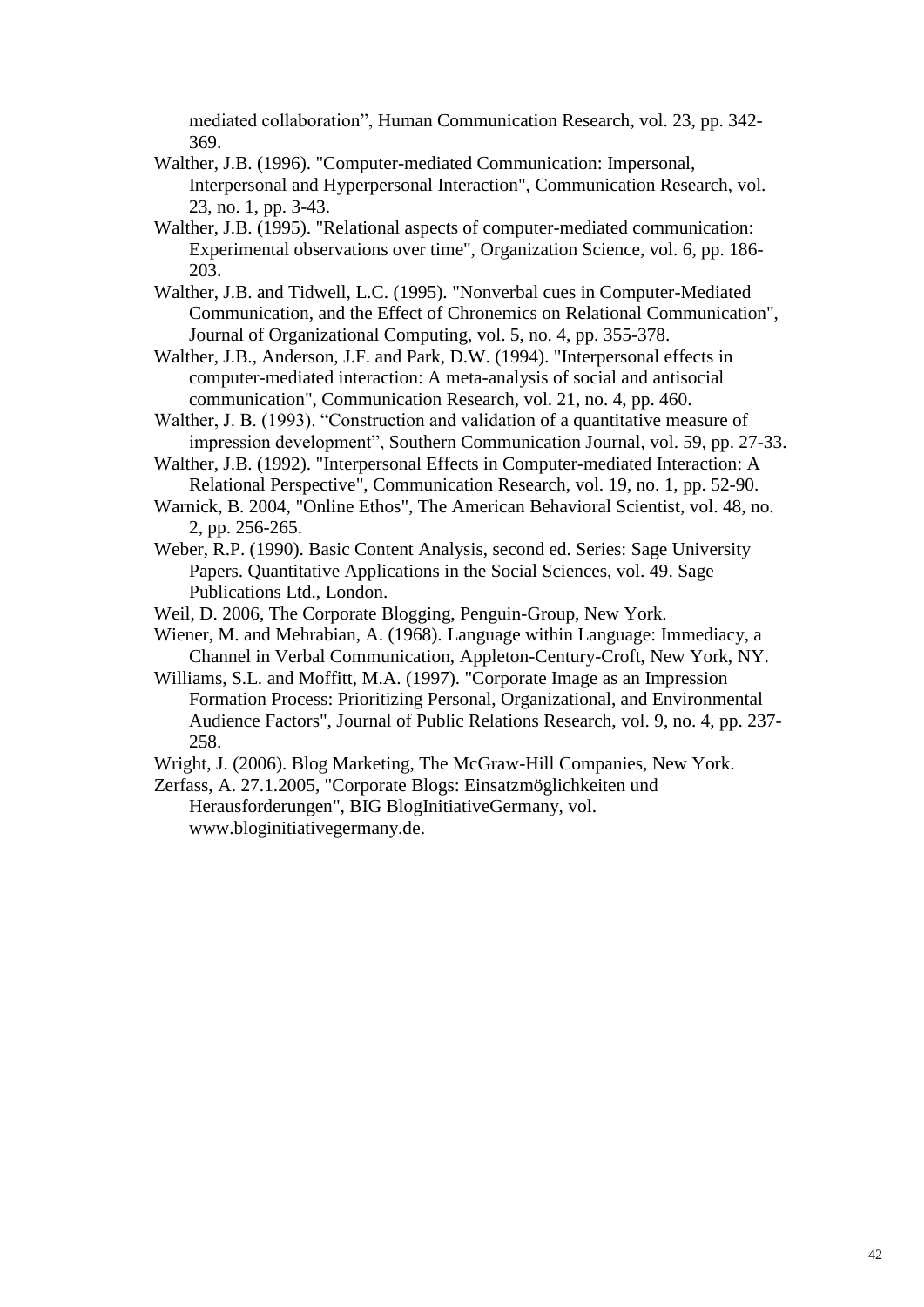mediated collaboration", Human Communication Research, vol. 23, pp. 342-369.

Walther, J.B. (1996). "Computer-mediated Communication: Impersonal, Interpersonal and Hyperpersonal Interaction", Communication Research, vol. 23, no. 1, pp. 3-43.

Walther, J.B. (1995). "Relational aspects of computer-mediated communication: Experimental observations over time", Organization Science, vol. 6, pp. 186-203.

Walther, J.B. and Tidwell, L.C. (1995). "Nonverbal cues in Computer-Mediated Communication, and the Effect of Chronemics on Relational Communication", Journal of Organizational Computing, vol. 5, no. 4, pp. 355-378.

Walther, J.B., Anderson, J.F. and Park, D.W. (1994). "Interpersonal effects in computer-mediated interaction: A meta-analysis of social and antisocial communication", Communication Research, vol. 21, no. 4, pp. 460.

Walther, J. B. (1993). "Construction and validation of a quantitative measure of impression development", Southern Communication Journal, vol. 59, pp. 27-33.

Walther, J.B. (1992). "Interpersonal Effects in Computer-mediated Interaction: A Relational Perspective", Communication Research, vol. 19, no. 1, pp. 52-90.

Warnick, B. 2004, "Online Ethos", The American Behavioral Scientist, vol. 48, no. 2, pp. 256-265.

Weber, R.P. (1990). Basic Content Analysis, second ed. Series: Sage University Papers. Quantitative Applications in the Social Sciences, vol. 49. Sage Publications Ltd., London.

Weil, D. 2006, The Corporate Blogging, Penguin-Group, New York.

Wiener, M. and Mehrabian, A. (1968). Language within Language: Immediacy, a Channel in Verbal Communication, Appleton-Century-Croft, New York, NY.

Williams, S.L. and Moffitt, M.A. (1997). "Corporate Image as an Impression Formation Process: Prioritizing Personal, Organizational, and Environmental Audience Factors", Journal of Public Relations Research, vol. 9, no. 4, pp. 237-258.

Wright, J. (2006). Blog Marketing, The McGraw-Hill Companies, New York.

Zerfass, A. 27.1.2005, "Corporate Blogs: Einsatzmöglichkeiten und Herausforderungen", BIG BlogInitiativeGermany, vol. www.bloginitiativegermany.de.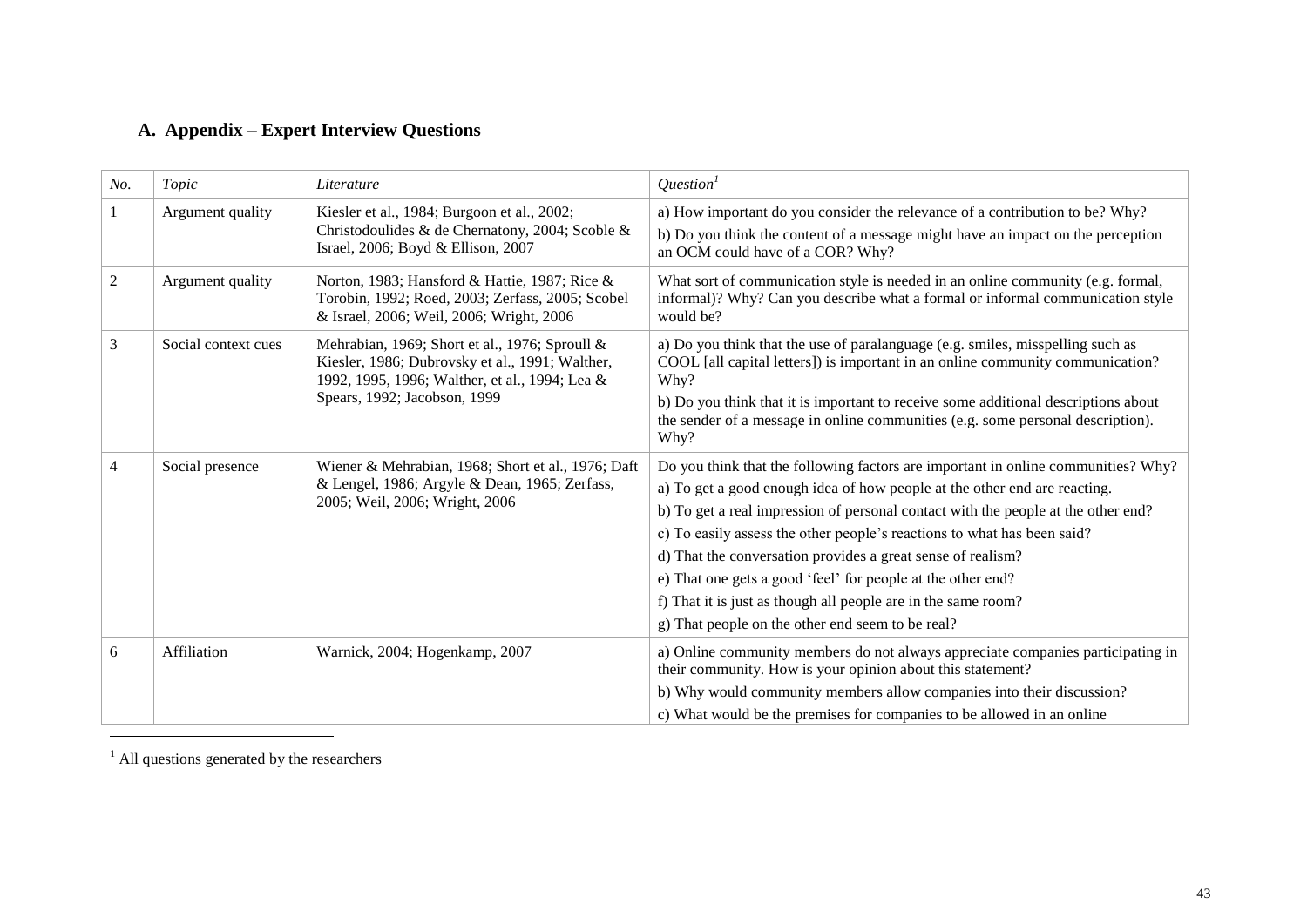## A. Appendix – Expert Interview Questions

| *No.* | *Topic* | *Literature* | *Question*[1] |
|---|---|---|---|
| 1 | Argument quality | Kiesler et al., 1984; Burgoon et al., 2002; Christodoulides & de Chernatony, 2004; Scoble & Israel, 2006; Boyd & Ellison, 2007 | a) How important do you consider the relevance of a contribution to be? Why?<br>b) Do you think the content of a message might have an impact on the perception an OCM could have of a COR? Why? |
| 2 | Argument quality | Norton, 1983; Hansford & Hattie, 1987; Rice & Torobin, 1992; Roed, 2003; Zerfass, 2005; Scobel & Israel, 2006; Weil, 2006; Wright, 2006 | What sort of communication style is needed in an online community (e.g. formal, informal)? Why? Can you describe what a formal or informal communication style would be? |
| 3 | Social context cues | Mehrabian, 1969; Short et al., 1976; Sproull & Kiesler, 1986; Dubrovsky et al., 1991; Walther, 1992, 1995, 1996; Walther, et al., 1994; Lea & Spears, 1992; Jacobson, 1999 | a) Do you think that the use of paralanguage (e.g. smiles, misspelling such as COOL [all capital letters]) is important in an online community communication? Why?<br>b) Do you think that it is important to receive some additional descriptions about the sender of a message in online communities (e.g. some personal description). Why? |
| 4 | Social presence | Wiener & Mehrabian, 1968; Short et al., 1976; Daft & Lengel, 1986; Argyle & Dean, 1965; Zerfass, 2005; Weil, 2006; Wright, 2006 | Do you think that the following factors are important in online communities? Why?<br>a) To get a good enough idea of how people at the other end are reacting.<br>b) To get a real impression of personal contact with the people at the other end?<br>c) To easily assess the other people's reactions to what has been said?<br>d) That the conversation provides a great sense of realism?<br>e) That one gets a good 'feel' for people at the other end?<br>f) That it is just as though all people are in the same room?<br>g) That people on the other end seem to be real? |
| 6 | Affiliation | Warnick, 2004; Hogenkamp, 2007 | a) Online community members do not always appreciate companies participating in their community. How is your opinion about this statement?<br>b) Why would community members allow companies into their discussion?<br>c) What would be the premises for companies to be allowed in an online |

[1] All questions generated by the researchers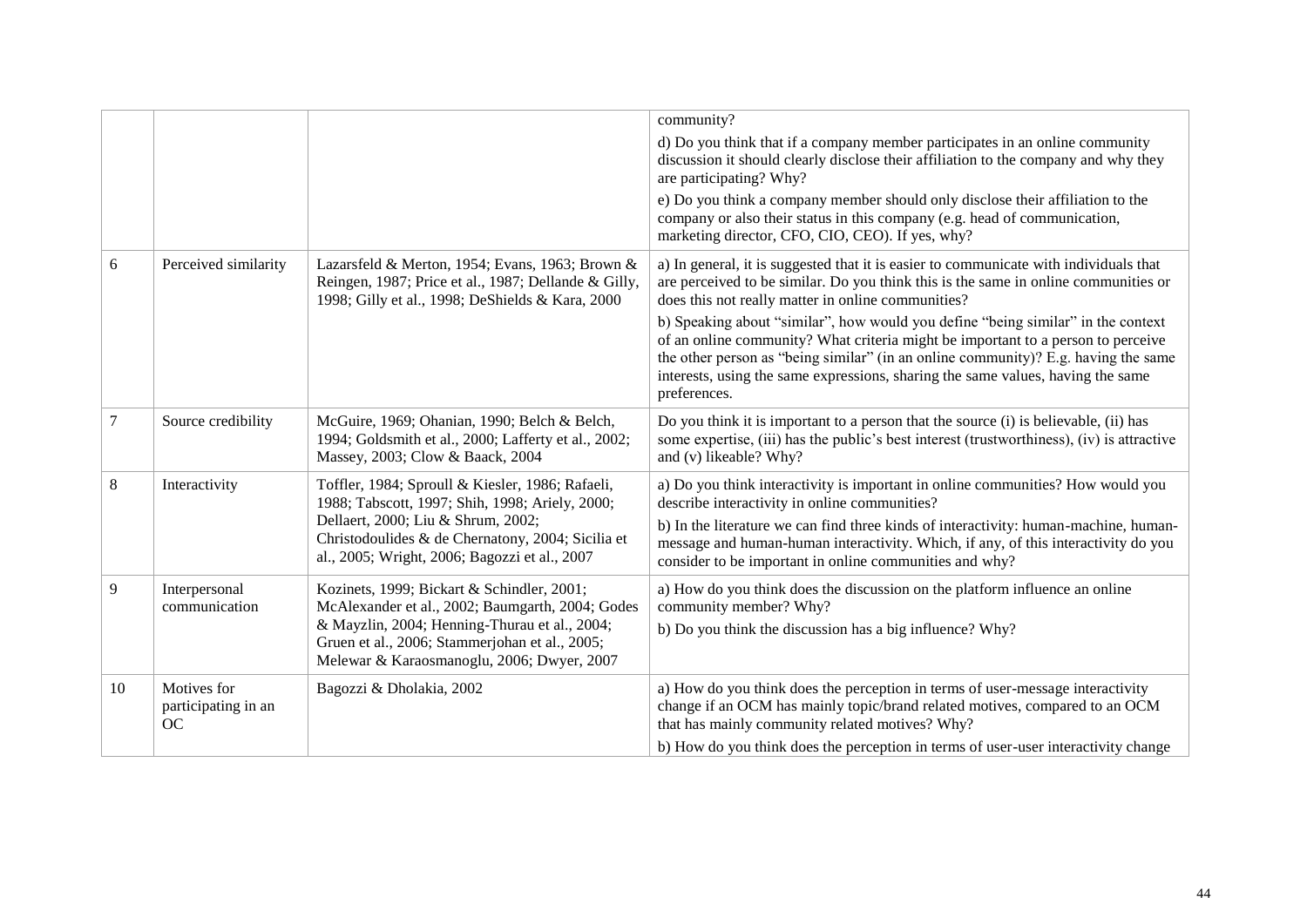| | | | |
|---|---|---|---|
| | | | community?<br>d) Do you think that if a company member participates in an online community discussion it should clearly disclose their affiliation to the company and why they are participating? Why?<br>e) Do you think a company member should only disclose their affiliation to the company or also their status in this company (e.g. head of communication, marketing director, CFO, CIO, CEO). If yes, why? |
| 6 | Perceived similarity | Lazarsfeld & Merton, 1954; Evans, 1963; Brown & Reingen, 1987; Price et al., 1987; Dellande & Gilly, 1998; Gilly et al., 1998; DeShields & Kara, 2000 | a) In general, it is suggested that it is easier to communicate with individuals that are perceived to be similar. Do you think this is the same in online communities or does this not really matter in online communities?<br>b) Speaking about "similar", how would you define "being similar" in the context of an online community? What criteria might be important to a person to perceive the other person as "being similar" (in an online community)? E.g. having the same interests, using the same expressions, sharing the same values, having the same preferences. |
| 7 | Source credibility | McGuire, 1969; Ohanian, 1990; Belch & Belch, 1994; Goldsmith et al., 2000; Lafferty et al., 2002; Massey, 2003; Clow & Baack, 2004 | Do you think it is important to a person that the source (i) is believable, (ii) has some expertise, (iii) has the public's best interest (trustworthiness), (iv) is attractive and (v) likeable? Why? |
| 8 | Interactivity | Toffler, 1984; Sproull & Kiesler, 1986; Rafaeli, 1988; Tabscott, 1997; Shih, 1998; Ariely, 2000; Dellaert, 2000; Liu & Shrum, 2002; Christodoulides & de Chernatony, 2004; Sicilia et al., 2005; Wright, 2006; Bagozzi et al., 2007 | a) Do you think interactivity is important in online communities? How would you describe interactivity in online communities?<br>b) In the literature we can find three kinds of interactivity: human-machine, human-message and human-human interactivity. Which, if any, of this interactivity do you consider to be important in online communities and why? |
| 9 | Interpersonal communication | Kozinets, 1999; Bickart & Schindler, 2001; McAlexander et al., 2002; Baumgarth, 2004; Godes & Mayzlin, 2004; Henning-Thurau et al., 2004; Gruen et al., 2006; Stammerjohan et al., 2005; Melewar & Karaosmanoglu, 2006; Dwyer, 2007 | a) How do you think does the discussion on the platform influence an online community member? Why?<br>b) Do you think the discussion has a big influence? Why? |
| 10 | Motives for participating in an OC | Bagozzi & Dholakia, 2002 | a) How do you think does the perception in terms of user-message interactivity change if an OCM has mainly topic/brand related motives, compared to an OCM that has mainly community related motives? Why?<br>b) How do you think does the perception in terms of user-user interactivity change |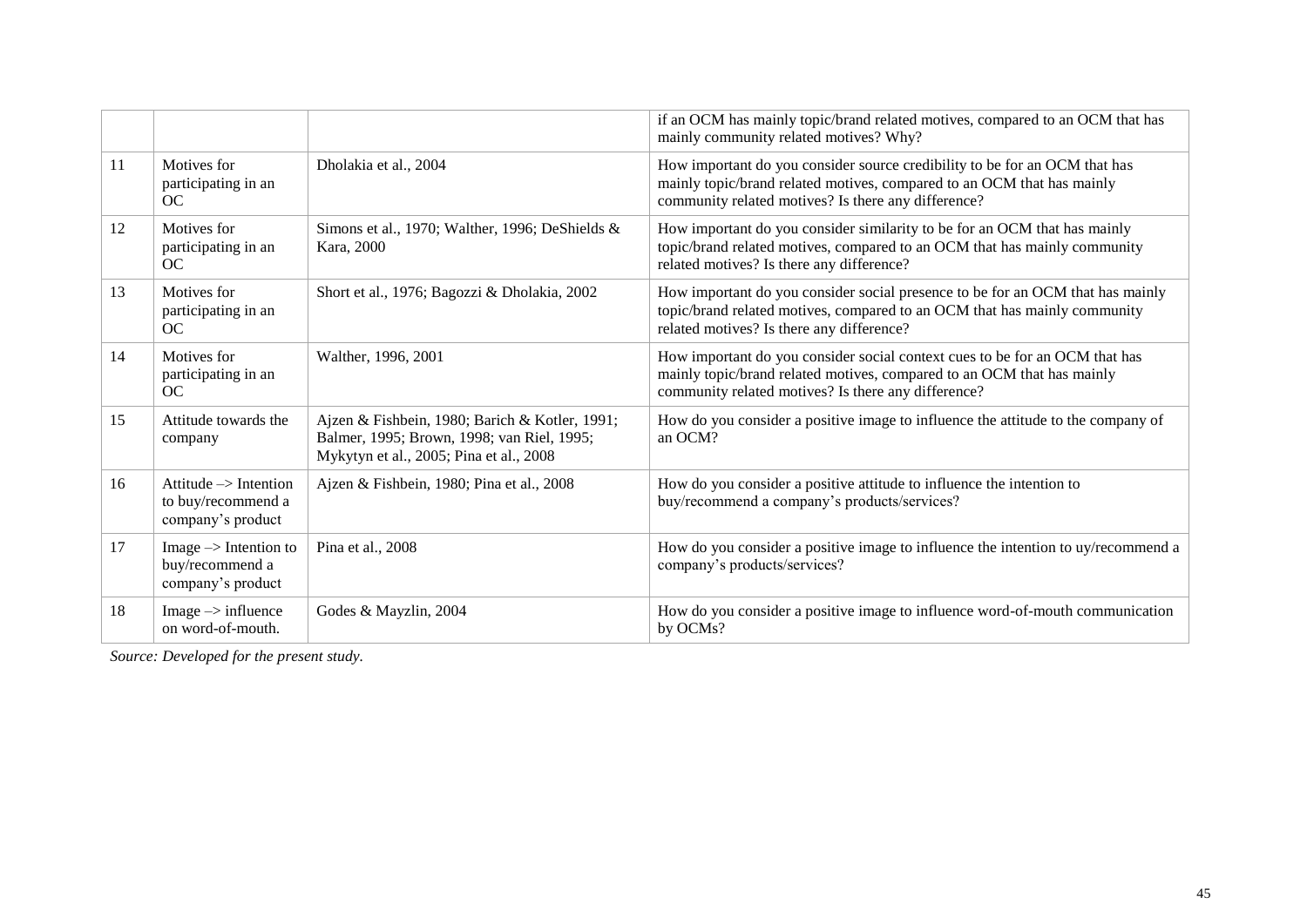|  |  |  | if an OCM has mainly topic/brand related motives, compared to an OCM that has mainly community related motives? Why? |
|---|---|---|---|
| 11 | Motives for participating in an OC | Dholakia et al., 2004 | How important do you consider source credibility to be for an OCM that has mainly topic/brand related motives, compared to an OCM that has mainly community related motives? Is there any difference? |
| 12 | Motives for participating in an OC | Simons et al., 1970; Walther, 1996; DeShields & Kara, 2000 | How important do you consider similarity to be for an OCM that has mainly topic/brand related motives, compared to an OCM that has mainly community related motives? Is there any difference? |
| 13 | Motives for participating in an OC | Short et al., 1976; Bagozzi & Dholakia, 2002 | How important do you consider social presence to be for an OCM that has mainly topic/brand related motives, compared to an OCM that has mainly community related motives? Is there any difference? |
| 14 | Motives for participating in an OC | Walther, 1996, 2001 | How important do you consider social context cues to be for an OCM that has mainly topic/brand related motives, compared to an OCM that has mainly community related motives? Is there any difference? |
| 15 | Attitude towards the company | Ajzen & Fishbein, 1980; Barich & Kotler, 1991; Balmer, 1995; Brown, 1998; van Riel, 1995; Mykytyn et al., 2005; Pina et al., 2008 | How do you consider a positive image to influence the attitude to the company of an OCM? |
| 16 | Attitude –> Intention to buy/recommend a company's product | Ajzen & Fishbein, 1980; Pina et al., 2008 | How do you consider a positive attitude to influence the intention to buy/recommend a company's products/services? |
| 17 | Image –> Intention to buy/recommend a company's product | Pina et al., 2008 | How do you consider a positive image to influence the intention to uy/recommend a company's products/services? |
| 18 | Image –> influence on word-of-mouth. | Godes & Mayzlin, 2004 | How do you consider a positive image to influence word-of-mouth communication by OCMs? |

*Source: Developed for the present study.*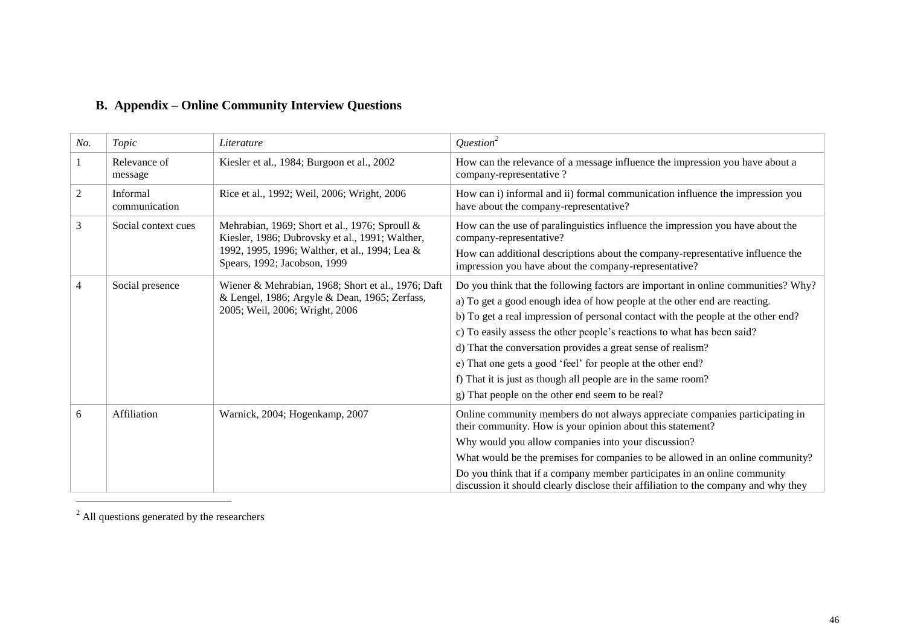## B. Appendix – Online Community Interview Questions

| *No.* | *Topic* | *Literature* | *Question*[2] |
|---|---|---|---|
| 1 | Relevance of message | Kiesler et al., 1984; Burgoon et al., 2002 | How can the relevance of a message influence the impression you have about a company-representative ? |
| 2 | Informal communication | Rice et al., 1992; Weil, 2006; Wright, 2006 | How can i) informal and ii) formal communication influence the impression you have about the company-representative? |
| 3 | Social context cues | Mehrabian, 1969; Short et al., 1976; Sproull & Kiesler, 1986; Dubrovsky et al., 1991; Walther, 1992, 1995, 1996; Walther, et al., 1994; Lea & Spears, 1992; Jacobson, 1999 | How can the use of paralinguistics influence the impression you have about the company-representative?<br>How can additional descriptions about the company-representative influence the impression you have about the company-representative? |
| 4 | Social presence | Wiener & Mehrabian, 1968; Short et al., 1976; Daft & Lengel, 1986; Argyle & Dean, 1965; Zerfass, 2005; Weil, 2006; Wright, 2006 | Do you think that the following factors are important in online communities? Why?<br>a) To get a good enough idea of how people at the other end are reacting.<br>b) To get a real impression of personal contact with the people at the other end?<br>c) To easily assess the other people's reactions to what has been said?<br>d) That the conversation provides a great sense of realism?<br>e) That one gets a good 'feel' for people at the other end?<br>f) That it is just as though all people are in the same room?<br>g) That people on the other end seem to be real? |
| 6 | Affiliation | Warnick, 2004; Hogenkamp, 2007 | Online community members do not always appreciate companies participating in their community. How is your opinion about this statement?<br>Why would you allow companies into your discussion?<br>What would be the premises for companies to be allowed in an online community?<br>Do you think that if a company member participates in an online community discussion it should clearly disclose their affiliation to the company and why they |

[2] All questions generated by the researchers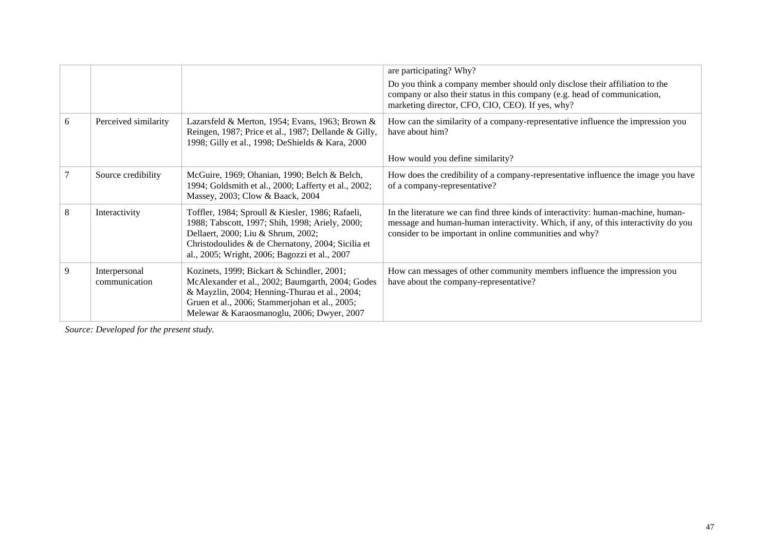| | | | |
|---|---|---|---|
| | | | are participating? Why?<br>Do you think a company member should only disclose their affiliation to the company or also their status in this company (e.g. head of communication, marketing director, CFO, CIO, CEO). If yes, why? |
| 6 | Perceived similarity | Lazarsfeld & Merton, 1954; Evans, 1963; Brown & Reingen, 1987; Price et al., 1987; Dellande & Gilly, 1998; Gilly et al., 1998; DeShields & Kara, 2000 | How can the similarity of a company-representative influence the impression you have about him?<br>How would you define similarity? |
| 7 | Source credibility | McGuire, 1969; Ohanian, 1990; Belch & Belch, 1994; Goldsmith et al., 2000; Lafferty et al., 2002; Massey, 2003; Clow & Baack, 2004 | How does the credibility of a company-representative influence the image you have of a company-representative? |
| 8 | Interactivity | Toffler, 1984; Sproull & Kiesler, 1986; Rafaeli, 1988; Tabscott, 1997; Shih, 1998; Ariely, 2000; Dellaert, 2000; Liu & Shrum, 2002; Christodoulides & de Chernatony, 2004; Sicilia et al., 2005; Wright, 2006; Bagozzi et al., 2007 | In the literature we can find three kinds of interactivity: human-machine, human-message and human-human interactivity. Which, if any, of this interactivity do you consider to be important in online communities and why? |
| 9 | Interpersonal communication | Kozinets, 1999; Bickart & Schindler, 2001; McAlexander et al., 2002; Baumgarth, 2004; Godes & Mayzlin, 2004; Henning-Thurau et al., 2004; Gruen et al., 2006; Stammerjohan et al., 2005; Melewar & Karaosmanoglu, 2006; Dwyer, 2007 | How can messages of other community members influence the impression you have about the company-representative? |

*Source: Developed for the present study.*